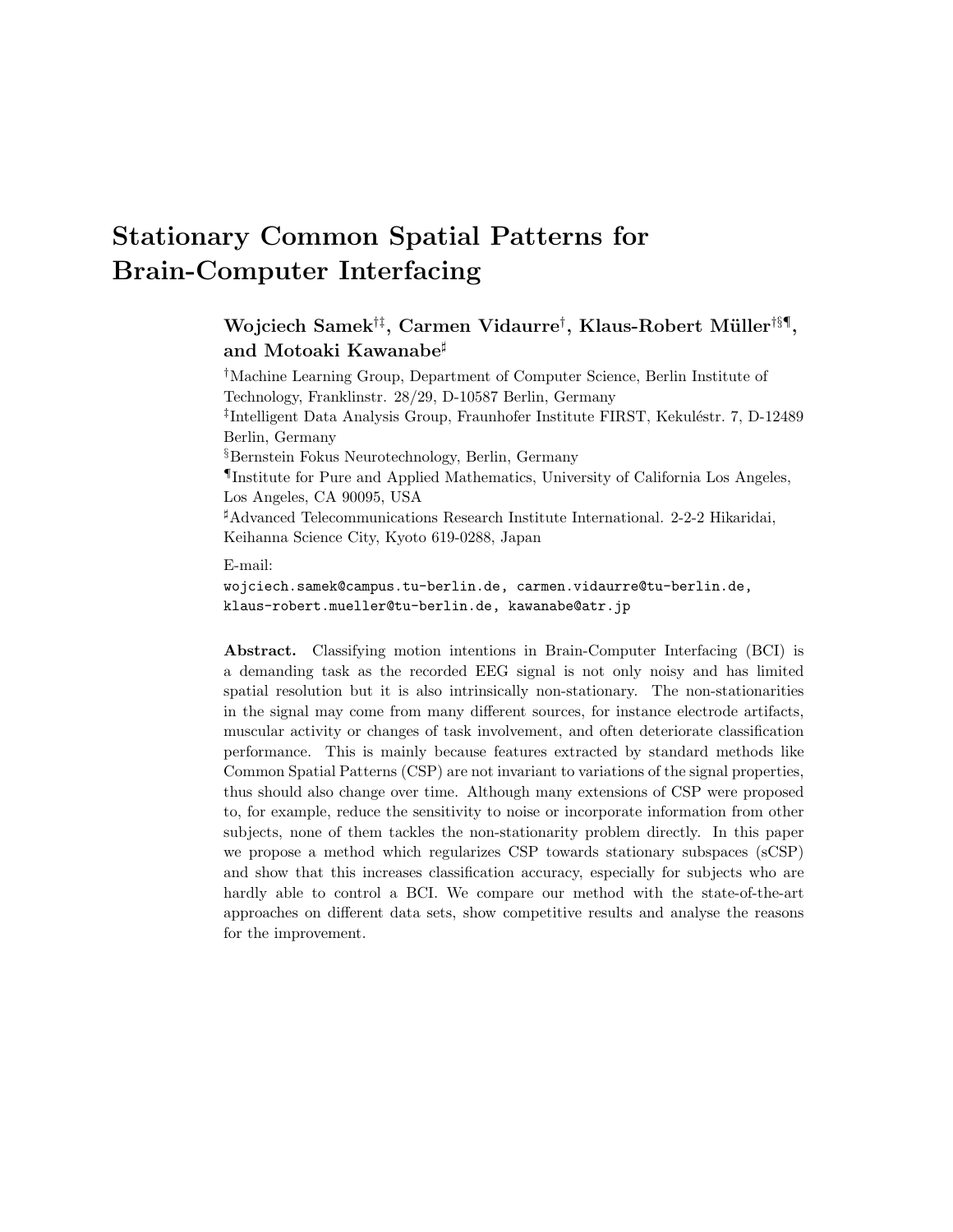# Stationary Common Spatial Patterns for Brain-Computer Interfacing

**Wojciech Samek[†‡], Carmen Vidaurre[†], Klaus-Robert Müller[†§¶], and Motoaki Kawanabe[♯]**

[†]Machine Learning Group, Department of Computer Science, Berlin Institute of Technology, Franklinstr. 28/29, D-10587 Berlin, Germany

[‡]Intelligent Data Analysis Group, Fraunhofer Institute FIRST, Kekuléstr. 7, D-12489 Berlin, Germany

[§]Bernstein Fokus Neurotechnology, Berlin, Germany

[¶]Institute for Pure and Applied Mathematics, University of California Los Angeles, Los Angeles, CA 90095, USA

[♯]Advanced Telecommunications Research Institute International. 2-2-2 Hikaridai, Keihanna Science City, Kyoto 619-0288, Japan

E-mail:
`wojciech.samek@campus.tu-berlin.de`, `carmen.vidaurre@tu-berlin.de`, `klaus-robert.mueller@tu-berlin.de`, `kawanabe@atr.jp`

**Abstract.** Classifying motion intentions in Brain-Computer Interfacing (BCI) is a demanding task as the recorded EEG signal is not only noisy and has limited spatial resolution but it is also intrinsically non-stationary. The non-stationarities in the signal may come from many different sources, for instance electrode artifacts, muscular activity or changes of task involvement, and often deteriorate classification performance. This is mainly because features extracted by standard methods like Common Spatial Patterns (CSP) are not invariant to variations of the signal properties, thus should also change over time. Although many extensions of CSP were proposed to, for example, reduce the sensitivity to noise or incorporate information from other subjects, none of them tackles the non-stationarity problem directly. In this paper we propose a method which regularizes CSP towards stationary subspaces (sCSP) and show that this increases classification accuracy, especially for subjects who are hardly able to control a BCI. We compare our method with the state-of-the-art approaches on different data sets, show competitive results and analyse the reasons for the improvement.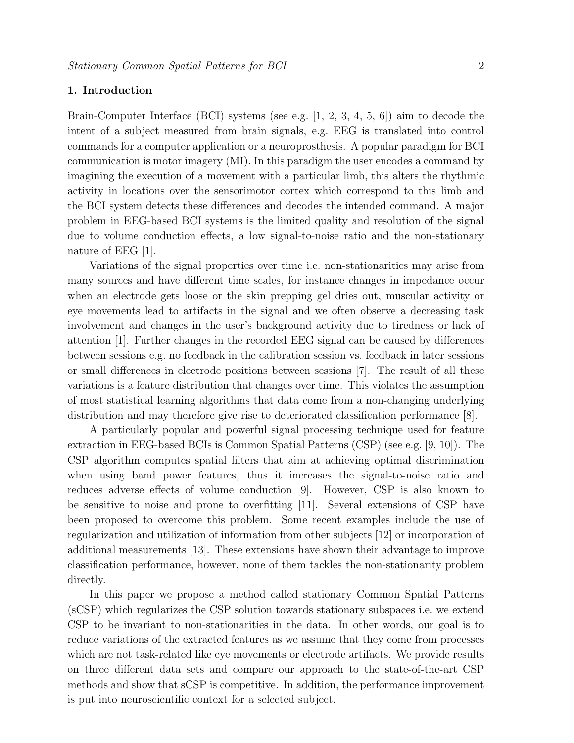## 1. Introduction

Brain-Computer Interface (BCI) systems (see e.g. [1, 2, 3, 4, 5, 6]) aim to decode the intent of a subject measured from brain signals, e.g. EEG is translated into control commands for a computer application or a neuroprosthesis. A popular paradigm for BCI communication is motor imagery (MI). In this paradigm the user encodes a command by imagining the execution of a movement with a particular limb, this alters the rhythmic activity in locations over the sensorimotor cortex which correspond to this limb and the BCI system detects these differences and decodes the intended command. A major problem in EEG-based BCI systems is the limited quality and resolution of the signal due to volume conduction effects, a low signal-to-noise ratio and the non-stationary nature of EEG [1].

Variations of the signal properties over time i.e. non-stationarities may arise from many sources and have different time scales, for instance changes in impedance occur when an electrode gets loose or the skin prepping gel dries out, muscular activity or eye movements lead to artifacts in the signal and we often observe a decreasing task involvement and changes in the user's background activity due to tiredness or lack of attention [1]. Further changes in the recorded EEG signal can be caused by differences between sessions e.g. no feedback in the calibration session vs. feedback in later sessions or small differences in electrode positions between sessions [7]. The result of all these variations is a feature distribution that changes over time. This violates the assumption of most statistical learning algorithms that data come from a non-changing underlying distribution and may therefore give rise to deteriorated classification performance [8].

A particularly popular and powerful signal processing technique used for feature extraction in EEG-based BCIs is Common Spatial Patterns (CSP) (see e.g. [9, 10]). The CSP algorithm computes spatial filters that aim at achieving optimal discrimination when using band power features, thus it increases the signal-to-noise ratio and reduces adverse effects of volume conduction [9]. However, CSP is also known to be sensitive to noise and prone to overfitting [11]. Several extensions of CSP have been proposed to overcome this problem. Some recent examples include the use of regularization and utilization of information from other subjects [12] or incorporation of additional measurements [13]. These extensions have shown their advantage to improve classification performance, however, none of them tackles the non-stationarity problem directly.

In this paper we propose a method called stationary Common Spatial Patterns (sCSP) which regularizes the CSP solution towards stationary subspaces i.e. we extend CSP to be invariant to non-stationarities in the data. In other words, our goal is to reduce variations of the extracted features as we assume that they come from processes which are not task-related like eye movements or electrode artifacts. We provide results on three different data sets and compare our approach to the state-of-the-art CSP methods and show that sCSP is competitive. In addition, the performance improvement is put into neuroscientific context for a selected subject.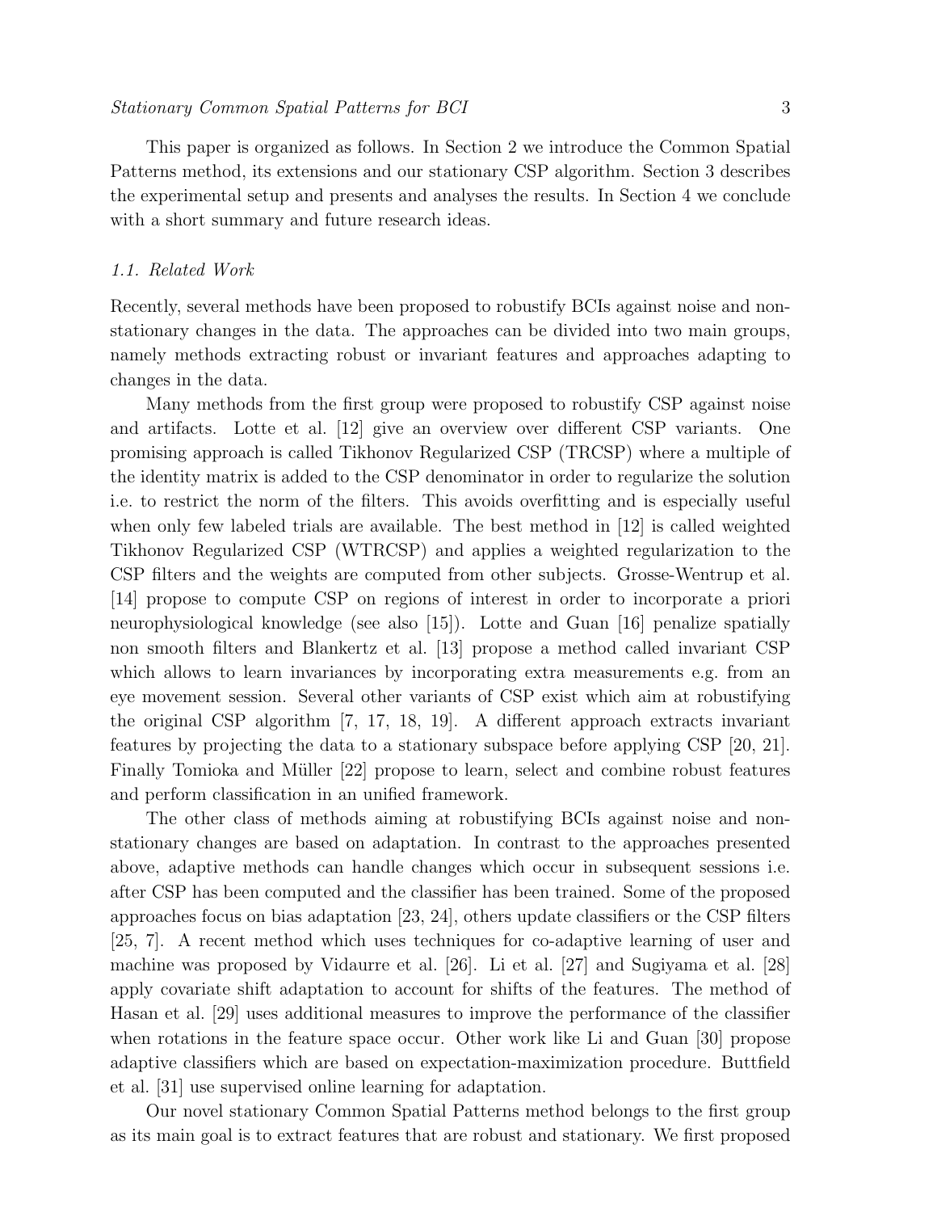This paper is organized as follows. In Section 2 we introduce the Common Spatial Patterns method, its extensions and our stationary CSP algorithm. Section 3 describes the experimental setup and presents and analyses the results. In Section 4 we conclude with a short summary and future research ideas.

### *1.1. Related Work*

Recently, several methods have been proposed to robustify BCIs against noise and non-stationary changes in the data. The approaches can be divided into two main groups, namely methods extracting robust or invariant features and approaches adapting to changes in the data.

Many methods from the first group were proposed to robustify CSP against noise and artifacts. Lotte et al. [12] give an overview over different CSP variants. One promising approach is called Tikhonov Regularized CSP (TRCSP) where a multiple of the identity matrix is added to the CSP denominator in order to regularize the solution i.e. to restrict the norm of the filters. This avoids overfitting and is especially useful when only few labeled trials are available. The best method in [12] is called weighted Tikhonov Regularized CSP (WTRCSP) and applies a weighted regularization to the CSP filters and the weights are computed from other subjects. Grosse-Wentrup et al. [14] propose to compute CSP on regions of interest in order to incorporate a priori neurophysiological knowledge (see also [15]). Lotte and Guan [16] penalize spatially non smooth filters and Blankertz et al. [13] propose a method called invariant CSP which allows to learn invariances by incorporating extra measurements e.g. from an eye movement session. Several other variants of CSP exist which aim at robustifying the original CSP algorithm [7, 17, 18, 19]. A different approach extracts invariant features by projecting the data to a stationary subspace before applying CSP [20, 21]. Finally Tomioka and Müller [22] propose to learn, select and combine robust features and perform classification in an unified framework.

The other class of methods aiming at robustifying BCIs against noise and non-stationary changes are based on adaptation. In contrast to the approaches presented above, adaptive methods can handle changes which occur in subsequent sessions i.e. after CSP has been computed and the classifier has been trained. Some of the proposed approaches focus on bias adaptation [23, 24], others update classifiers or the CSP filters [25, 7]. A recent method which uses techniques for co-adaptive learning of user and machine was proposed by Vidaurre et al. [26]. Li et al. [27] and Sugiyama et al. [28] apply covariate shift adaptation to account for shifts of the features. The method of Hasan et al. [29] uses additional measures to improve the performance of the classifier when rotations in the feature space occur. Other work like Li and Guan [30] propose adaptive classifiers which are based on expectation-maximization procedure. Buttfield et al. [31] use supervised online learning for adaptation.

Our novel stationary Common Spatial Patterns method belongs to the first group as its main goal is to extract features that are robust and stationary. We first proposed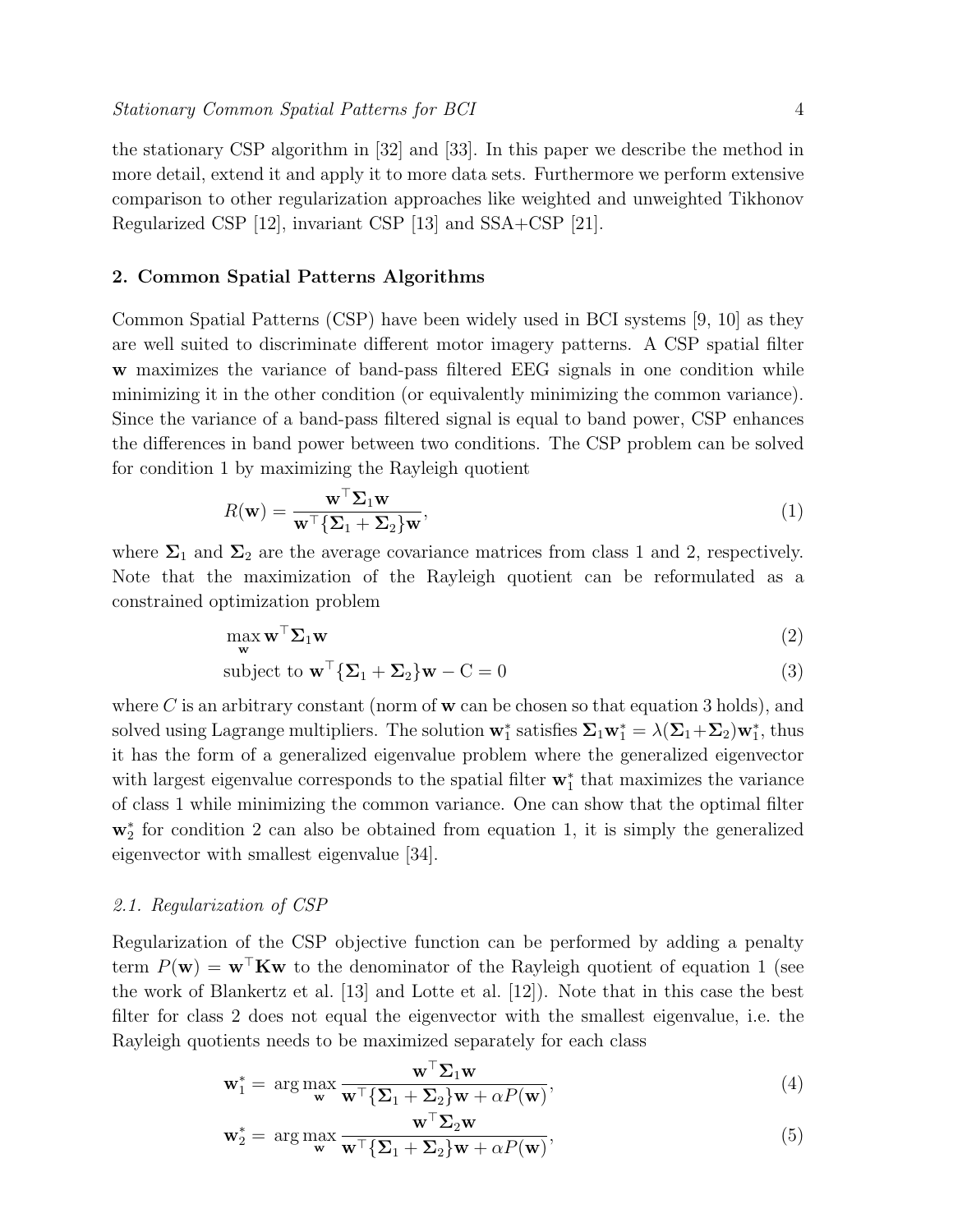the stationary CSP algorithm in [32] and [33]. In this paper we describe the method in more detail, extend it and apply it to more data sets. Furthermore we perform extensive comparison to other regularization approaches like weighted and unweighted Tikhonov Regularized CSP [12], invariant CSP [13] and SSA+CSP [21].

## 2. Common Spatial Patterns Algorithms

Common Spatial Patterns (CSP) have been widely used in BCI systems [9, 10] as they are well suited to discriminate different motor imagery patterns. A CSP spatial filter $\mathbf{w}$ maximizes the variance of band-pass filtered EEG signals in one condition while minimizing it in the other condition (or equivalently minimizing the common variance). Since the variance of a band-pass filtered signal is equal to band power, CSP enhances the differences in band power between two conditions. The CSP problem can be solved for condition 1 by maximizing the Rayleigh quotient

$$R(\mathbf{w}) = \frac{\mathbf{w}^\top \boldsymbol{\Sigma}_1 \mathbf{w}}{\mathbf{w}^\top \{\boldsymbol{\Sigma}_1 + \boldsymbol{\Sigma}_2\} \mathbf{w}}, \tag{1}$$

where $\boldsymbol{\Sigma}_1$ and $\boldsymbol{\Sigma}_2$ are the average covariance matrices from class 1 and 2, respectively. Note that the maximization of the Rayleigh quotient can be reformulated as a constrained optimization problem

$$\max_{\mathbf{w}} \mathbf{w}^\top \boldsymbol{\Sigma}_1 \mathbf{w} \tag{2}$$

$$\text{subject to } \mathbf{w}^\top \{\boldsymbol{\Sigma}_1 + \boldsymbol{\Sigma}_2\} \mathbf{w} - \mathrm{C} = 0 \tag{3}$$

where $C$ is an arbitrary constant (norm of $\mathbf{w}$ can be chosen so that equation 3 holds), and solved using Lagrange multipliers. The solution $\mathbf{w}_1^*$ satisfies $\boldsymbol{\Sigma}_1 \mathbf{w}_1^* = \lambda(\boldsymbol{\Sigma}_1 + \boldsymbol{\Sigma}_2)\mathbf{w}_1^*$, thus it has the form of a generalized eigenvalue problem where the generalized eigenvector with largest eigenvalue corresponds to the spatial filter $\mathbf{w}_1^*$ that maximizes the variance of class 1 while minimizing the common variance. One can show that the optimal filter $\mathbf{w}_2^*$ for condition 2 can also be obtained from equation 1, it is simply the generalized eigenvector with smallest eigenvalue [34].

### *2.1. Regularization of CSP*

Regularization of the CSP objective function can be performed by adding a penalty term $P(\mathbf{w}) = \mathbf{w}^\top \mathbf{K} \mathbf{w}$ to the denominator of the Rayleigh quotient of equation 1 (see the work of Blankertz et al. [13] and Lotte et al. [12]). Note that in this case the best filter for class 2 does not equal the eigenvector with the smallest eigenvalue, i.e. the Rayleigh quotients needs to be maximized separately for each class

$$\mathbf{w}_1^* = \arg\max_{\mathbf{w}} \frac{\mathbf{w}^\top \boldsymbol{\Sigma}_1 \mathbf{w}}{\mathbf{w}^\top \{\boldsymbol{\Sigma}_1 + \boldsymbol{\Sigma}_2\} \mathbf{w} + \alpha P(\mathbf{w})}, \tag{4}$$

$$\mathbf{w}_2^* = \arg\max_{\mathbf{w}} \frac{\mathbf{w}^\top \boldsymbol{\Sigma}_2 \mathbf{w}}{\mathbf{w}^\top \{\boldsymbol{\Sigma}_1 + \boldsymbol{\Sigma}_2\} \mathbf{w} + \alpha P(\mathbf{w})}, \tag{5}$$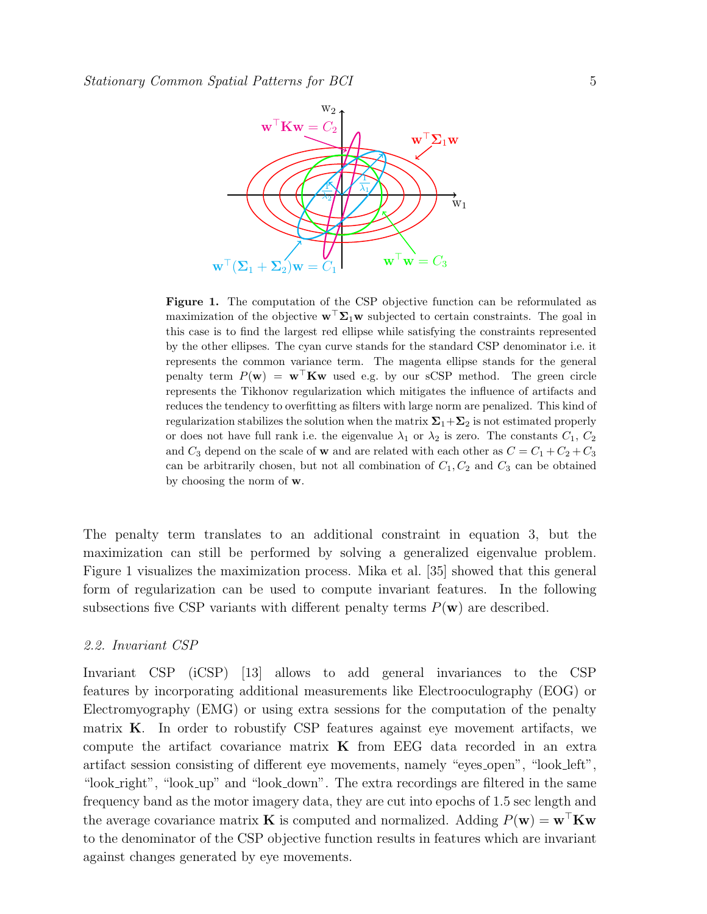**Figure 1.** The computation of the CSP objective function can be reformulated as maximization of the objective $\mathbf{w}^\top \boldsymbol{\Sigma}_1 \mathbf{w}$ subjected to certain constraints. The goal in this case is to find the largest red ellipse while satisfying the constraints represented by the other ellipses. The cyan curve stands for the standard CSP denominator i.e. it represents the common variance term. The magenta ellipse stands for the general penalty term $P(\mathbf{w}) = \mathbf{w}^\top \mathbf{K} \mathbf{w}$ used e.g. by our sCSP method. The green circle represents the Tikhonov regularization which mitigates the influence of artifacts and reduces the tendency to overfitting as filters with large norm are penalized. This kind of regularization stabilizes the solution when the matrix $\boldsymbol{\Sigma}_1 + \boldsymbol{\Sigma}_2$ is not estimated properly or does not have full rank i.e. the eigenvalue $\lambda_1$ or $\lambda_2$ is zero. The constants $C_1$, $C_2$ and $C_3$ depend on the scale of $\mathbf{w}$ and are related with each other as $C = C_1 + C_2 + C_3$ can be arbitrarily chosen, but not all combination of $C_1, C_2$ and $C_3$ can be obtained by choosing the norm of $\mathbf{w}$.

The penalty term translates to an additional constraint in equation 3, but the maximization can still be performed by solving a generalized eigenvalue problem. Figure 1 visualizes the maximization process. Mika et al. [35] showed that this general form of regularization can be used to compute invariant features. In the following subsections five CSP variants with different penalty terms $P(\mathbf{w})$ are described.

### *2.2. Invariant CSP*

Invariant CSP (iCSP) [13] allows to add general invariances to the CSP features by incorporating additional measurements like Electrooculography (EOG) or Electromyography (EMG) or using extra sessions for the computation of the penalty matrix $\mathbf{K}$. In order to robustify CSP features against eye movement artifacts, we compute the artifact covariance matrix $\mathbf{K}$ from EEG data recorded in an extra artifact session consisting of different eye movements, namely "eyes_open", "look_left", "look_right", "look_up" and "look_down". The extra recordings are filtered in the same frequency band as the motor imagery data, they are cut into epochs of 1.5 sec length and the average covariance matrix $\mathbf{K}$ is computed and normalized. Adding $P(\mathbf{w}) = \mathbf{w}^\top \mathbf{K} \mathbf{w}$ to the denominator of the CSP objective function results in features which are invariant against changes generated by eye movements.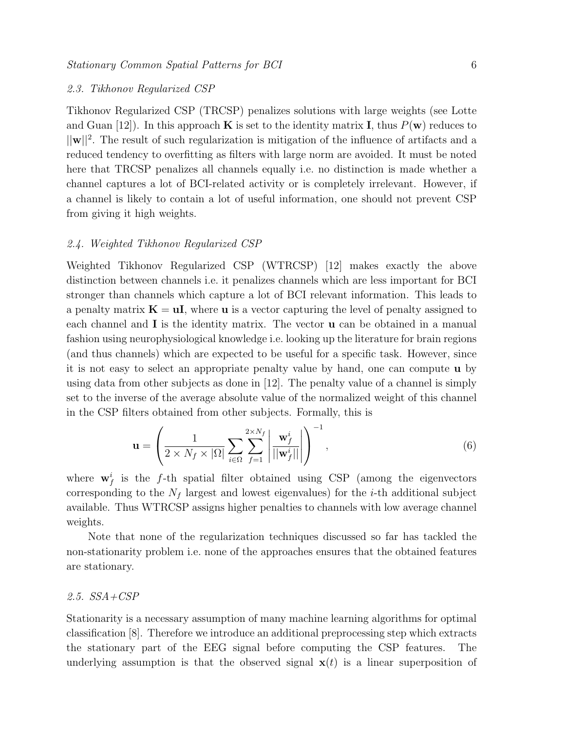### 2.3. Tikhonov Regularized CSP

Tikhonov Regularized CSP (TRCSP) penalizes solutions with large weights (see Lotte and Guan [12]). In this approach $\mathbf{K}$ is set to the identity matrix $\mathbf{I}$, thus $P(\mathbf{w})$ reduces to $||\mathbf{w}||^2$. The result of such regularization is mitigation of the influence of artifacts and a reduced tendency to overfitting as filters with large norm are avoided. It must be noted here that TRCSP penalizes all channels equally i.e. no distinction is made whether a channel captures a lot of BCI-related activity or is completely irrelevant. However, if a channel is likely to contain a lot of useful information, one should not prevent CSP from giving it high weights.

### 2.4. Weighted Tikhonov Regularized CSP

Weighted Tikhonov Regularized CSP (WTRCSP) [12] makes exactly the above distinction between channels i.e. it penalizes channels which are less important for BCI stronger than channels which capture a lot of BCI relevant information. This leads to a penalty matrix $\mathbf{K} = \mathbf{u}\mathbf{I}$, where $\mathbf{u}$ is a vector capturing the level of penalty assigned to each channel and $\mathbf{I}$ is the identity matrix. The vector $\mathbf{u}$ can be obtained in a manual fashion using neurophysiological knowledge i.e. looking up the literature for brain regions (and thus channels) which are expected to be useful for a specific task. However, since it is not easy to select an appropriate penalty value by hand, one can compute $\mathbf{u}$ by using data from other subjects as done in [12]. The penalty value of a channel is simply set to the inverse of the average absolute value of the normalized weight of this channel in the CSP filters obtained from other subjects. Formally, this is

$$\mathbf{u} = \left( \frac{1}{2 \times N_f \times |\Omega|} \sum_{i \in \Omega} \sum_{f=1}^{2 \times N_f} \left| \frac{\mathbf{w}_f^i}{||\mathbf{w}_f^i||} \right| \right)^{-1}, \tag{6}$$

where $\mathbf{w}_f^i$ is the $f$-th spatial filter obtained using CSP (among the eigenvectors corresponding to the $N_f$ largest and lowest eigenvalues) for the $i$-th additional subject available. Thus WTRCSP assigns higher penalties to channels with low average channel weights.

Note that none of the regularization techniques discussed so far has tackled the non-stationarity problem i.e. none of the approaches ensures that the obtained features are stationary.

### 2.5. SSA+CSP

Stationarity is a necessary assumption of many machine learning algorithms for optimal classification [8]. Therefore we introduce an additional preprocessing step which extracts the stationary part of the EEG signal before computing the CSP features. The underlying assumption is that the observed signal $\mathbf{x}(t)$ is a linear superposition of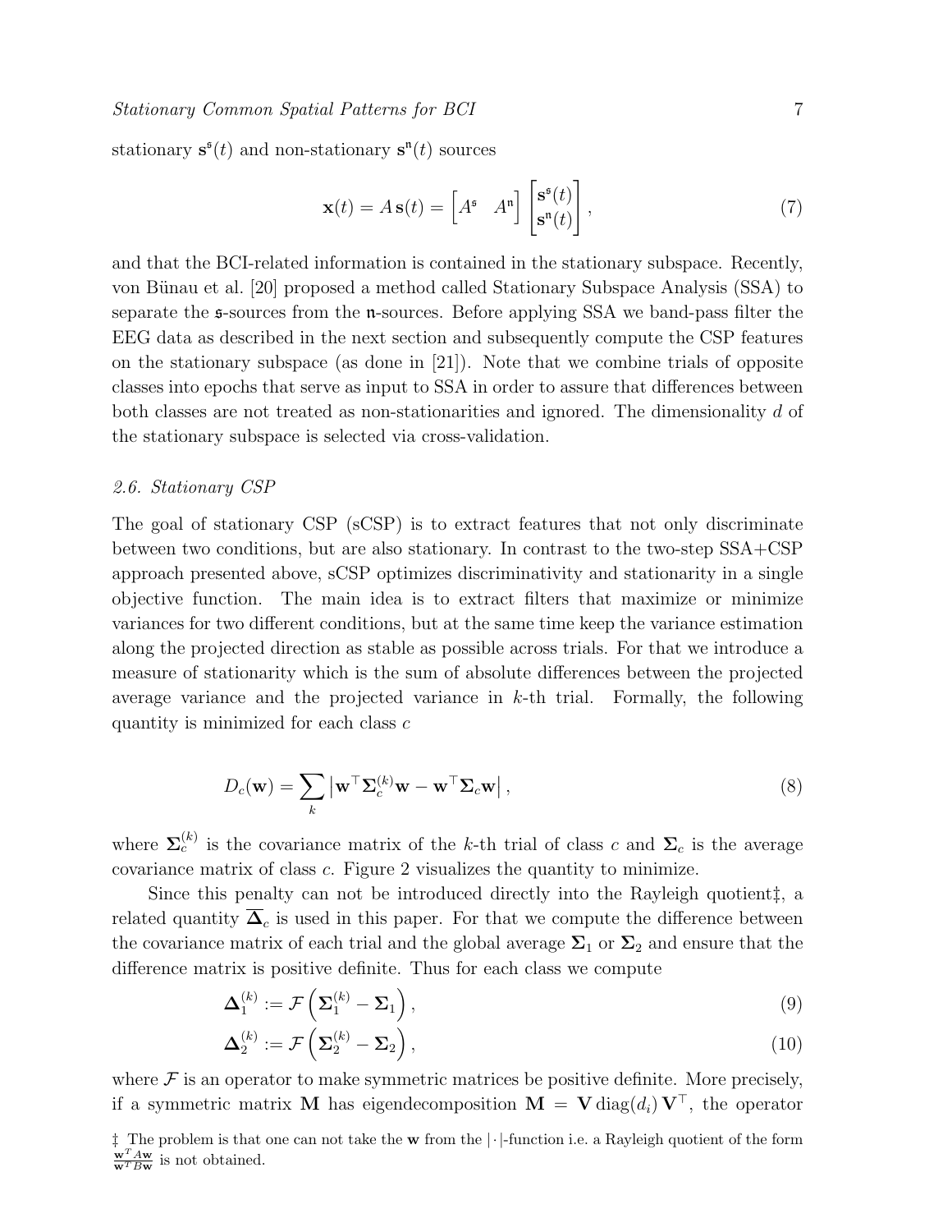stationary $\mathbf{s}^{\mathfrak{s}}(t)$ and non-stationary $\mathbf{s}^{\mathfrak{n}}(t)$ sources

$$\mathbf{x}(t) = A\,\mathbf{s}(t) = \begin{bmatrix} A^{\mathfrak{s}} & A^{\mathfrak{n}} \end{bmatrix} \begin{bmatrix} \mathbf{s}^{\mathfrak{s}}(t) \\ \mathbf{s}^{\mathfrak{n}}(t) \end{bmatrix}, \tag{7}$$

and that the BCI-related information is contained in the stationary subspace. Recently, von Bünau et al. [20] proposed a method called Stationary Subspace Analysis (SSA) to separate the $\mathfrak{s}$-sources from the $\mathfrak{n}$-sources. Before applying SSA we band-pass filter the EEG data as described in the next section and subsequently compute the CSP features on the stationary subspace (as done in [21]). Note that we combine trials of opposite classes into epochs that serve as input to SSA in order to assure that differences between both classes are not treated as non-stationarities and ignored. The dimensionality $d$ of the stationary subspace is selected via cross-validation.

### *2.6. Stationary CSP*

The goal of stationary CSP (sCSP) is to extract features that not only discriminate between two conditions, but are also stationary. In contrast to the two-step SSA+CSP approach presented above, sCSP optimizes discriminativity and stationarity in a single objective function. The main idea is to extract filters that maximize or minimize variances for two different conditions, but at the same time keep the variance estimation along the projected direction as stable as possible across trials. For that we introduce a measure of stationarity which is the sum of absolute differences between the projected average variance and the projected variance in $k$-th trial. Formally, the following quantity is minimized for each class $c$

$$D_c(\mathbf{w}) = \sum_k \left| \mathbf{w}^\top \mathbf{\Sigma}_c^{(k)} \mathbf{w} - \mathbf{w}^\top \mathbf{\Sigma}_c \mathbf{w} \right|, \tag{8}$$

where $\mathbf{\Sigma}_c^{(k)}$ is the covariance matrix of the $k$-th trial of class $c$ and $\mathbf{\Sigma}_c$ is the average covariance matrix of class $c$. Figure 2 visualizes the quantity to minimize.

Since this penalty can not be introduced directly into the Rayleigh quotient‡, a related quantity $\overline{\mathbf{\Delta}}_c$ is used in this paper. For that we compute the difference between the covariance matrix of each trial and the global average $\mathbf{\Sigma}_1$ or $\mathbf{\Sigma}_2$ and ensure that the difference matrix is positive definite. Thus for each class we compute

$$\mathbf{\Delta}_1^{(k)} := \mathcal{F}\left( \mathbf{\Sigma}_1^{(k)} - \mathbf{\Sigma}_1 \right), \tag{9}$$

$$\mathbf{\Delta}_2^{(k)} := \mathcal{F}\left( \mathbf{\Sigma}_2^{(k)} - \mathbf{\Sigma}_2 \right), \tag{10}$$

where $\mathcal{F}$ is an operator to make symmetric matrices be positive definite. More precisely, if a symmetric matrix $\mathbf{M}$ has eigendecomposition $\mathbf{M} = \mathbf{V}\,\mathrm{diag}(d_i)\,\mathbf{V}^\top$, the operator

‡ The problem is that one can not take the $\mathbf{w}$ from the $|\cdot|$-function i.e. a Rayleigh quotient of the form $\frac{\mathbf{w}^T A \mathbf{w}}{\mathbf{w}^T B \mathbf{w}}$ is not obtained.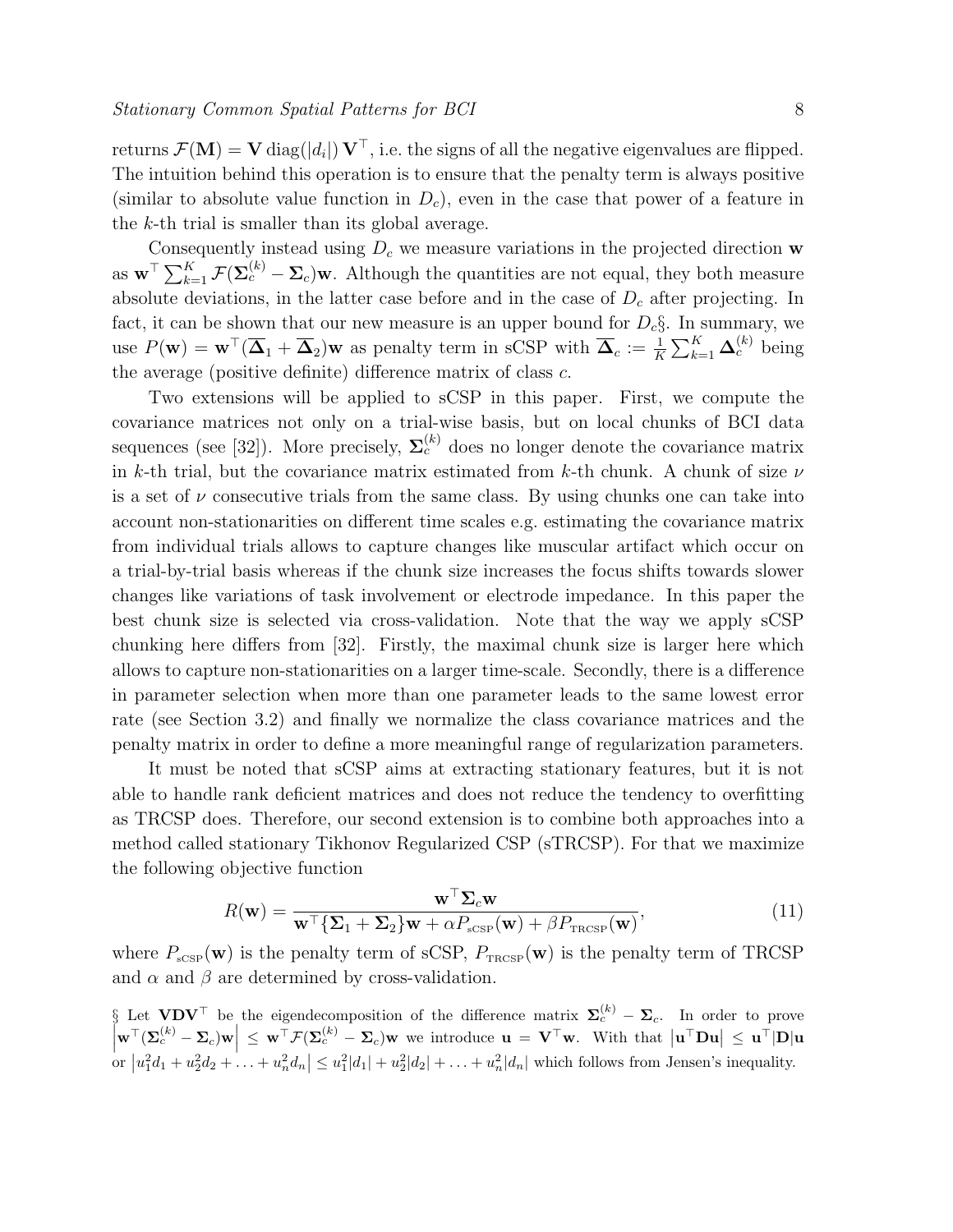returns $\mathcal{F}(\mathbf{M}) = \mathbf{V}\,\mathrm{diag}(|d_i|)\,\mathbf{V}^\top$, i.e. the signs of all the negative eigenvalues are flipped. The intuition behind this operation is to ensure that the penalty term is always positive (similar to absolute value function in $D_c$), even in the case that power of a feature in the $k$-th trial is smaller than its global average.

Consequently instead using $D_c$ we measure variations in the projected direction $\mathbf{w}$ as $\mathbf{w}^\top \sum_{k=1}^{K} \mathcal{F}(\mathbf{\Sigma}_c^{(k)} - \mathbf{\Sigma}_c)\mathbf{w}$. Although the quantities are not equal, they both measure absolute deviations, in the latter case before and in the case of $D_c$ after projecting. In fact, it can be shown that our new measure is an upper bound for $D_c$§. In summary, we use $P(\mathbf{w}) = \mathbf{w}^\top(\overline{\mathbf{\Delta}}_1 + \overline{\mathbf{\Delta}}_2)\mathbf{w}$ as penalty term in sCSP with $\overline{\mathbf{\Delta}}_c := \frac{1}{K}\sum_{k=1}^{K} \mathbf{\Delta}_c^{(k)}$ being the average (positive definite) difference matrix of class $c$.

Two extensions will be applied to sCSP in this paper. First, we compute the covariance matrices not only on a trial-wise basis, but on local chunks of BCI data sequences (see [32]). More precisely, $\mathbf{\Sigma}_c^{(k)}$ does no longer denote the covariance matrix in $k$-th trial, but the covariance matrix estimated from $k$-th chunk. A chunk of size $\nu$ is a set of $\nu$ consecutive trials from the same class. By using chunks one can take into account non-stationarities on different time scales e.g. estimating the covariance matrix from individual trials allows to capture changes like muscular artifact which occur on a trial-by-trial basis whereas if the chunk size increases the focus shifts towards slower changes like variations of task involvement or electrode impedance. In this paper the best chunk size is selected via cross-validation. Note that the way we apply sCSP chunking here differs from [32]. Firstly, the maximal chunk size is larger here which allows to capture non-stationarities on a larger time-scale. Secondly, there is a difference in parameter selection when more than one parameter leads to the same lowest error rate (see Section 3.2) and finally we normalize the class covariance matrices and the penalty matrix in order to define a more meaningful range of regularization parameters.

It must be noted that sCSP aims at extracting stationary features, but it is not able to handle rank deficient matrices and does not reduce the tendency to overfitting as TRCSP does. Therefore, our second extension is to combine both approaches into a method called stationary Tikhonov Regularized CSP (sTRCSP). For that we maximize the following objective function

$$R(\mathbf{w}) = \frac{\mathbf{w}^\top \mathbf{\Sigma}_c \mathbf{w}}{\mathbf{w}^\top\{\mathbf{\Sigma}_1 + \mathbf{\Sigma}_2\}\mathbf{w} + \alpha P_{\text{sCSP}}(\mathbf{w}) + \beta P_{\text{TRCSP}}(\mathbf{w})}, \tag{11}$$

where $P_{\text{sCSP}}(\mathbf{w})$ is the penalty term of sCSP, $P_{\text{TRCSP}}(\mathbf{w})$ is the penalty term of TRCSP and $\alpha$ and $\beta$ are determined by cross-validation.

§ Let $\mathbf{V}\mathbf{D}\mathbf{V}^\top$ be the eigendecomposition of the difference matrix $\mathbf{\Sigma}_c^{(k)} - \mathbf{\Sigma}_c$. In order to prove $\left|\mathbf{w}^\top(\mathbf{\Sigma}_c^{(k)} - \mathbf{\Sigma}_c)\mathbf{w}\right| \leq \mathbf{w}^\top\mathcal{F}(\mathbf{\Sigma}_c^{(k)} - \mathbf{\Sigma}_c)\mathbf{w}$ we introduce $\mathbf{u} = \mathbf{V}^\top\mathbf{w}$. With that $\left|\mathbf{u}^\top\mathbf{D}\mathbf{u}\right| \leq \mathbf{u}^\top|\mathbf{D}|\mathbf{u}$ or $\left|u_1^2 d_1 + u_2^2 d_2 + \ldots + u_n^2 d_n\right| \leq u_1^2|d_1| + u_2^2|d_2| + \ldots + u_n^2|d_n|$ which follows from Jensen's inequality.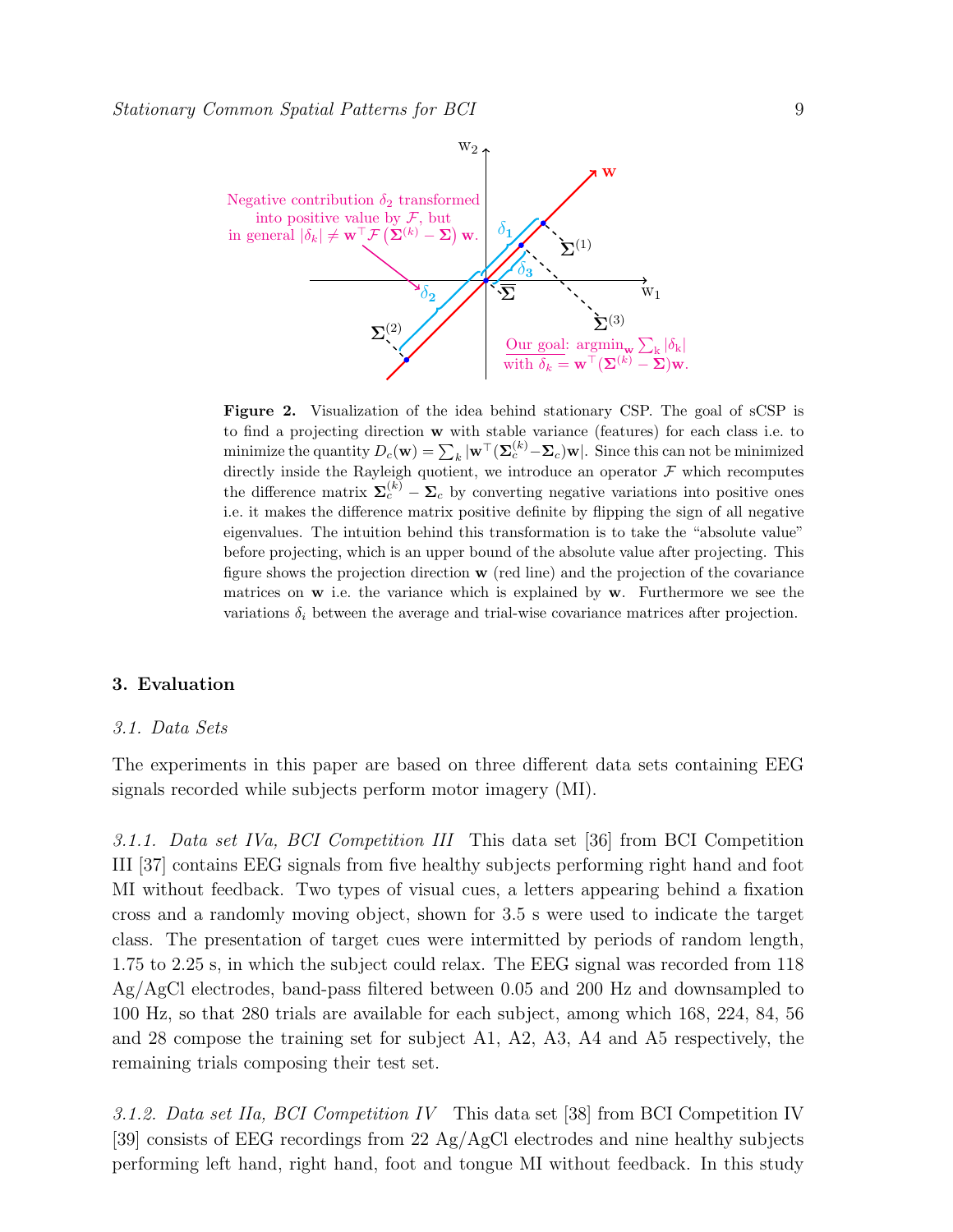**Figure 2.** Visualization of the idea behind stationary CSP. The goal of sCSP is to find a projecting direction $\mathbf{w}$ with stable variance (features) for each class i.e. to minimize the quantity $D_c(\mathbf{w}) = \sum_k |\mathbf{w}^\top(\boldsymbol{\Sigma}_c^{(k)} - \boldsymbol{\Sigma}_c)\mathbf{w}|$. Since this can not be minimized directly inside the Rayleigh quotient, we introduce an operator $\mathcal{F}$ which recomputes the difference matrix $\boldsymbol{\Sigma}_c^{(k)} - \boldsymbol{\Sigma}_c$ by converting negative variations into positive ones i.e. it makes the difference matrix positive definite by flipping the sign of all negative eigenvalues. The intuition behind this transformation is to take the "absolute value" before projecting, which is an upper bound of the absolute value after projecting. This figure shows the projection direction $\mathbf{w}$ (red line) and the projection of the covariance matrices on $\mathbf{w}$ i.e. the variance which is explained by $\mathbf{w}$. Furthermore we see the variations $\delta_i$ between the average and trial-wise covariance matrices after projection.

## 3. Evaluation

### 3.1. Data Sets

The experiments in this paper are based on three different data sets containing EEG signals recorded while subjects perform motor imagery (MI).

*3.1.1. Data set IVa, BCI Competition III* This data set [36] from BCI Competition III [37] contains EEG signals from five healthy subjects performing right hand and foot MI without feedback. Two types of visual cues, a letters appearing behind a fixation cross and a randomly moving object, shown for 3.5 s were used to indicate the target class. The presentation of target cues were intermitted by periods of random length, 1.75 to 2.25 s, in which the subject could relax. The EEG signal was recorded from 118 Ag/AgCl electrodes, band-pass filtered between 0.05 and 200 Hz and downsampled to 100 Hz, so that 280 trials are available for each subject, among which 168, 224, 84, 56 and 28 compose the training set for subject A1, A2, A3, A4 and A5 respectively, the remaining trials composing their test set.

*3.1.2. Data set IIa, BCI Competition IV* This data set [38] from BCI Competition IV [39] consists of EEG recordings from 22 Ag/AgCl electrodes and nine healthy subjects performing left hand, right hand, foot and tongue MI without feedback. In this study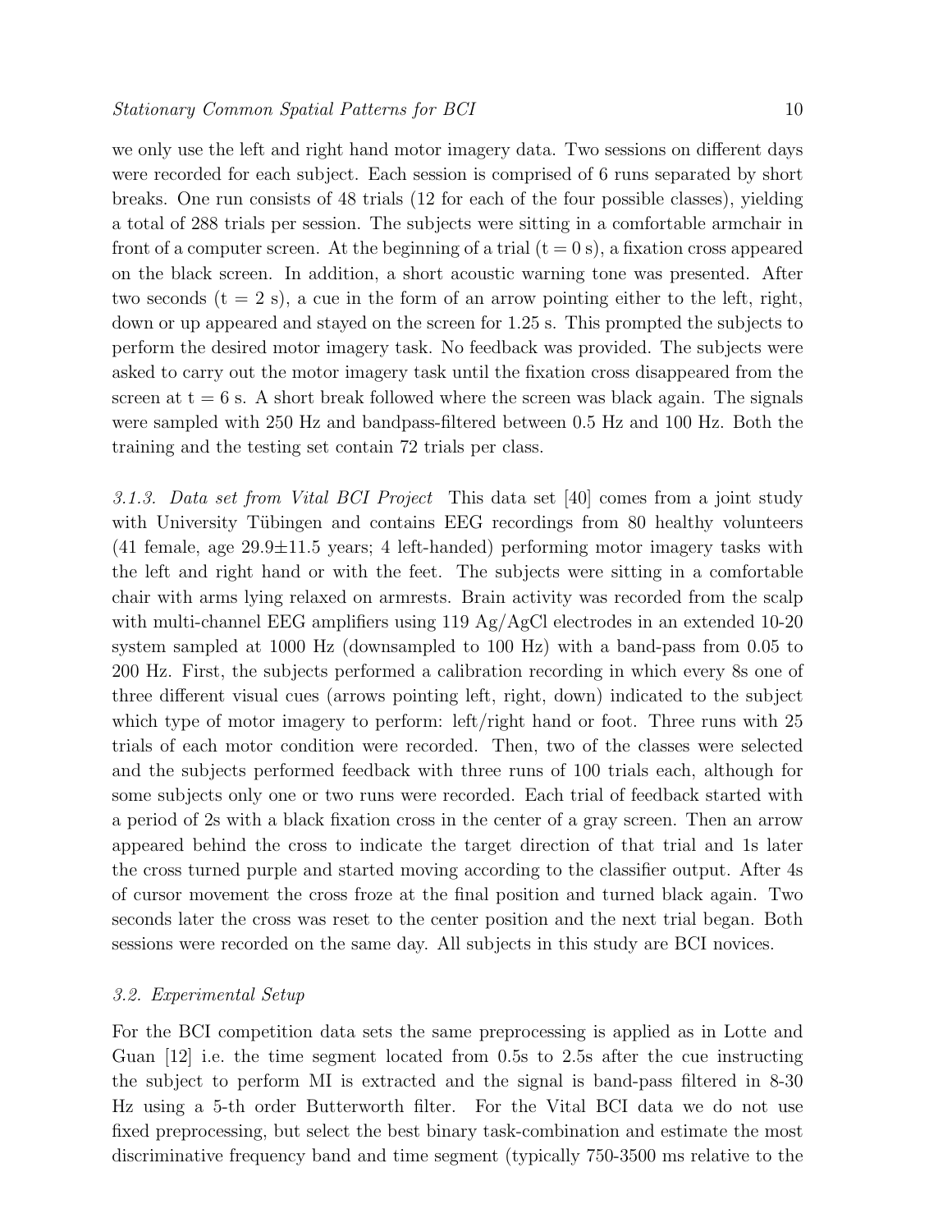we only use the left and right hand motor imagery data. Two sessions on different days were recorded for each subject. Each session is comprised of 6 runs separated by short breaks. One run consists of 48 trials (12 for each of the four possible classes), yielding a total of 288 trials per session. The subjects were sitting in a comfortable armchair in front of a computer screen. At the beginning of a trial (t = 0 s), a fixation cross appeared on the black screen. In addition, a short acoustic warning tone was presented. After two seconds (t = 2 s), a cue in the form of an arrow pointing either to the left, right, down or up appeared and stayed on the screen for 1.25 s. This prompted the subjects to perform the desired motor imagery task. No feedback was provided. The subjects were asked to carry out the motor imagery task until the fixation cross disappeared from the screen at t = 6 s. A short break followed where the screen was black again. The signals were sampled with 250 Hz and bandpass-filtered between 0.5 Hz and 100 Hz. Both the training and the testing set contain 72 trials per class.

*3.1.3. Data set from Vital BCI Project* This data set [40] comes from a joint study with University Tübingen and contains EEG recordings from 80 healthy volunteers (41 female, age 29.9±11.5 years; 4 left-handed) performing motor imagery tasks with the left and right hand or with the feet. The subjects were sitting in a comfortable chair with arms lying relaxed on armrests. Brain activity was recorded from the scalp with multi-channel EEG amplifiers using 119 Ag/AgCl electrodes in an extended 10-20 system sampled at 1000 Hz (downsampled to 100 Hz) with a band-pass from 0.05 to 200 Hz. First, the subjects performed a calibration recording in which every 8s one of three different visual cues (arrows pointing left, right, down) indicated to the subject which type of motor imagery to perform: left/right hand or foot. Three runs with 25 trials of each motor condition were recorded. Then, two of the classes were selected and the subjects performed feedback with three runs of 100 trials each, although for some subjects only one or two runs were recorded. Each trial of feedback started with a period of 2s with a black fixation cross in the center of a gray screen. Then an arrow appeared behind the cross to indicate the target direction of that trial and 1s later the cross turned purple and started moving according to the classifier output. After 4s of cursor movement the cross froze at the final position and turned black again. Two seconds later the cross was reset to the center position and the next trial began. Both sessions were recorded on the same day. All subjects in this study are BCI novices.

### *3.2. Experimental Setup*

For the BCI competition data sets the same preprocessing is applied as in Lotte and Guan [12] i.e. the time segment located from 0.5s to 2.5s after the cue instructing the subject to perform MI is extracted and the signal is band-pass filtered in 8-30 Hz using a 5-th order Butterworth filter. For the Vital BCI data we do not use fixed preprocessing, but select the best binary task-combination and estimate the most discriminative frequency band and time segment (typically 750-3500 ms relative to the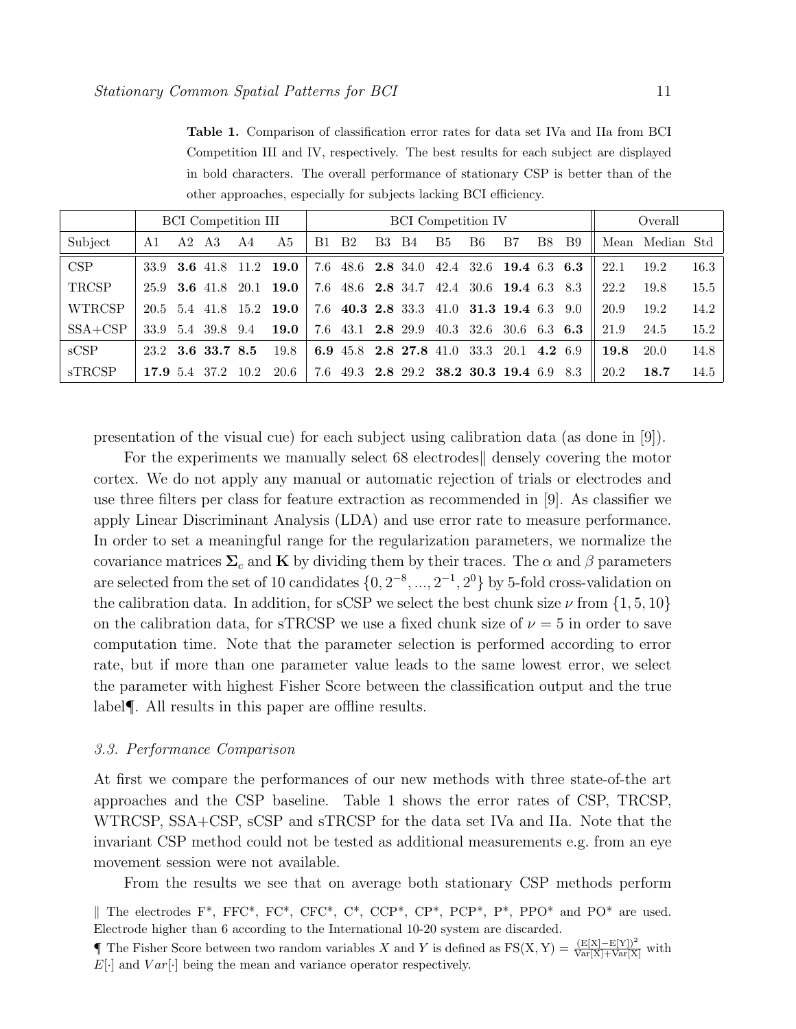**Table 1.** Comparison of classification error rates for data set IVa and IIa from BCI Competition III and IV, respectively. The best results for each subject are displayed in bold characters. The overall performance of stationary CSP is better than of the other approaches, especially for subjects lacking BCI efficiency.

| | BCI Competition III | | | | | BCI Competition IV | | | | | | | | | Overall | | |
|---|---|---|---|---|---|---|---|---|---|---|---|---|---|---|---|---|---|
| Subject | A1 | A2 | A3 | A4 | A5 | B1 | B2 | B3 | B4 | B5 | B6 | B7 | B8 | B9 | Mean | Median | Std |
| CSP | 33.9 | **3.6** | 41.8 | 11.2 | **19.0** | 7.6 | 48.6 | **2.8** | 34.0 | 42.4 | 32.6 | **19.4** | 6.3 | **6.3** | 22.1 | 19.2 | 16.3 |
| TRCSP | 25.9 | **3.6** | 41.8 | 20.1 | **19.0** | 7.6 | 48.6 | **2.8** | 34.7 | 42.4 | 30.6 | **19.4** | 6.3 | 8.3 | 22.2 | 19.8 | 15.5 |
| WTRCSP | 20.5 | 5.4 | 41.8 | 15.2 | **19.0** | 7.6 | **40.3** | **2.8** | 33.3 | 41.0 | **31.3** | **19.4** | 6.3 | 9.0 | 20.9 | 19.2 | 14.2 |
| SSA+CSP | 33.9 | 5.4 | 39.8 | 9.4 | **19.0** | 7.6 | 43.1 | **2.8** | 29.9 | 40.3 | 32.6 | 30.6 | 6.3 | **6.3** | 21.9 | 24.5 | 15.2 |
| sCSP | 23.2 | **3.6** | **33.7** | **8.5** | 19.8 | **6.9** | 45.8 | **2.8** | **27.8** | 41.0 | 33.3 | 20.1 | **4.2** | 6.9 | **19.8** | 20.0 | 14.8 |
| sTRCSP | **17.9** | 5.4 | 37.2 | 10.2 | 20.6 | 7.6 | 49.3 | **2.8** | 29.2 | **38.2** | **30.3** | **19.4** | 6.9 | 8.3 | 20.2 | **18.7** | 14.5 |

presentation of the visual cue) for each subject using calibration data (as done in [9]).

For the experiments we manually select 68 electrodes‖ densely covering the motor cortex. We do not apply any manual or automatic rejection of trials or electrodes and use three filters per class for feature extraction as recommended in [9]. As classifier we apply Linear Discriminant Analysis (LDA) and use error rate to measure performance. In order to set a meaningful range for the regularization parameters, we normalize the covariance matrices $\mathbf{\Sigma}_c$ and $\mathbf{K}$ by dividing them by their traces. The $\alpha$ and $\beta$ parameters are selected from the set of 10 candidates $\{0, 2^{-8}, ..., 2^{-1}, 2^{0}\}$ by 5-fold cross-validation on the calibration data. In addition, for sCSP we select the best chunk size $\nu$ from $\{1, 5, 10\}$ on the calibration data, for sTRCSP we use a fixed chunk size of $\nu = 5$ in order to save computation time. Note that the parameter selection is performed according to error rate, but if more than one parameter value leads to the same lowest error, we select the parameter with highest Fisher Score between the classification output and the true label¶. All results in this paper are offline results.

### 3.3. Performance Comparison

At first we compare the performances of our new methods with three state-of-the art approaches and the CSP baseline. Table 1 shows the error rates of CSP, TRCSP, WTRCSP, SSA+CSP, sCSP and sTRCSP for the data set IVa and IIa. Note that the invariant CSP method could not be tested as additional measurements e.g. from an eye movement session were not available.

From the results we see that on average both stationary CSP methods perform

‖ The electrodes F*, FFC*, FC*, CFC*, C*, CCP*, CP*, PCP*, P*, PPO* and PO* are used. Electrode higher than 6 according to the International 10-20 system are discarded.

¶ The Fisher Score between two random variables $X$ and $Y$ is defined as $\mathrm{FS(X,Y)} = \frac{(\mathrm{E[X]-E[Y]})^2}{\mathrm{Var[X]+Var[X]}}$ with $E[\cdot]$ and $Var[\cdot]$ being the mean and variance operator respectively.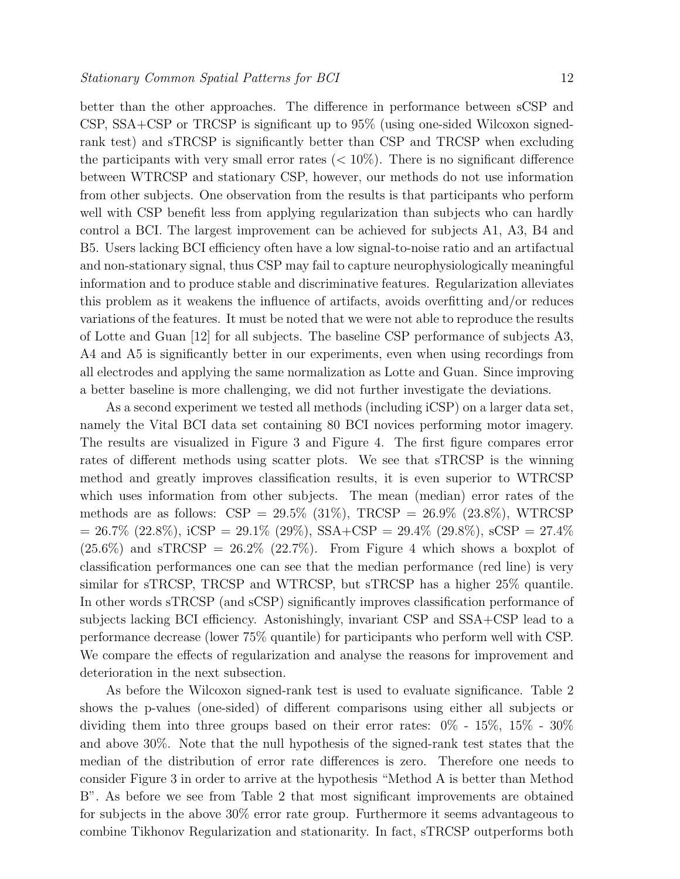better than the other approaches. The difference in performance between sCSP and CSP, SSA+CSP or TRCSP is significant up to 95% (using one-sided Wilcoxon signed-rank test) and sTRCSP is significantly better than CSP and TRCSP when excluding the participants with very small error rates (< 10%). There is no significant difference between WTRCSP and stationary CSP, however, our methods do not use information from other subjects. One observation from the results is that participants who perform well with CSP benefit less from applying regularization than subjects who can hardly control a BCI. The largest improvement can be achieved for subjects A1, A3, B4 and B5. Users lacking BCI efficiency often have a low signal-to-noise ratio and an artifactual and non-stationary signal, thus CSP may fail to capture neurophysiologically meaningful information and to produce stable and discriminative features. Regularization alleviates this problem as it weakens the influence of artifacts, avoids overfitting and/or reduces variations of the features. It must be noted that we were not able to reproduce the results of Lotte and Guan [12] for all subjects. The baseline CSP performance of subjects A3, A4 and A5 is significantly better in our experiments, even when using recordings from all electrodes and applying the same normalization as Lotte and Guan. Since improving a better baseline is more challenging, we did not further investigate the deviations.

As a second experiment we tested all methods (including iCSP) on a larger data set, namely the Vital BCI data set containing 80 BCI novices performing motor imagery. The results are visualized in Figure 3 and Figure 4. The first figure compares error rates of different methods using scatter plots. We see that sTRCSP is the winning method and greatly improves classification results, it is even superior to WTRCSP which uses information from other subjects. The mean (median) error rates of the methods are as follows: CSP = 29.5% (31%), TRCSP = 26.9% (23.8%), WTRCSP = 26.7% (22.8%), iCSP = 29.1% (29%), SSA+CSP = 29.4% (29.8%), sCSP = 27.4% (25.6%) and sTRCSP = 26.2% (22.7%). From Figure 4 which shows a boxplot of classification performances one can see that the median performance (red line) is very similar for sTRCSP, TRCSP and WTRCSP, but sTRCSP has a higher 25% quantile. In other words sTRCSP (and sCSP) significantly improves classification performance of subjects lacking BCI efficiency. Astonishingly, invariant CSP and SSA+CSP lead to a performance decrease (lower 75% quantile) for participants who perform well with CSP. We compare the effects of regularization and analyse the reasons for improvement and deterioration in the next subsection.

As before the Wilcoxon signed-rank test is used to evaluate significance. Table 2 shows the p-values (one-sided) of different comparisons using either all subjects or dividing them into three groups based on their error rates: 0% - 15%, 15% - 30% and above 30%. Note that the null hypothesis of the signed-rank test states that the median of the distribution of error rate differences is zero. Therefore one needs to consider Figure 3 in order to arrive at the hypothesis "Method A is better than Method B". As before we see from Table 2 that most significant improvements are obtained for subjects in the above 30% error rate group. Furthermore it seems advantageous to combine Tikhonov Regularization and stationarity. In fact, sTRCSP outperforms both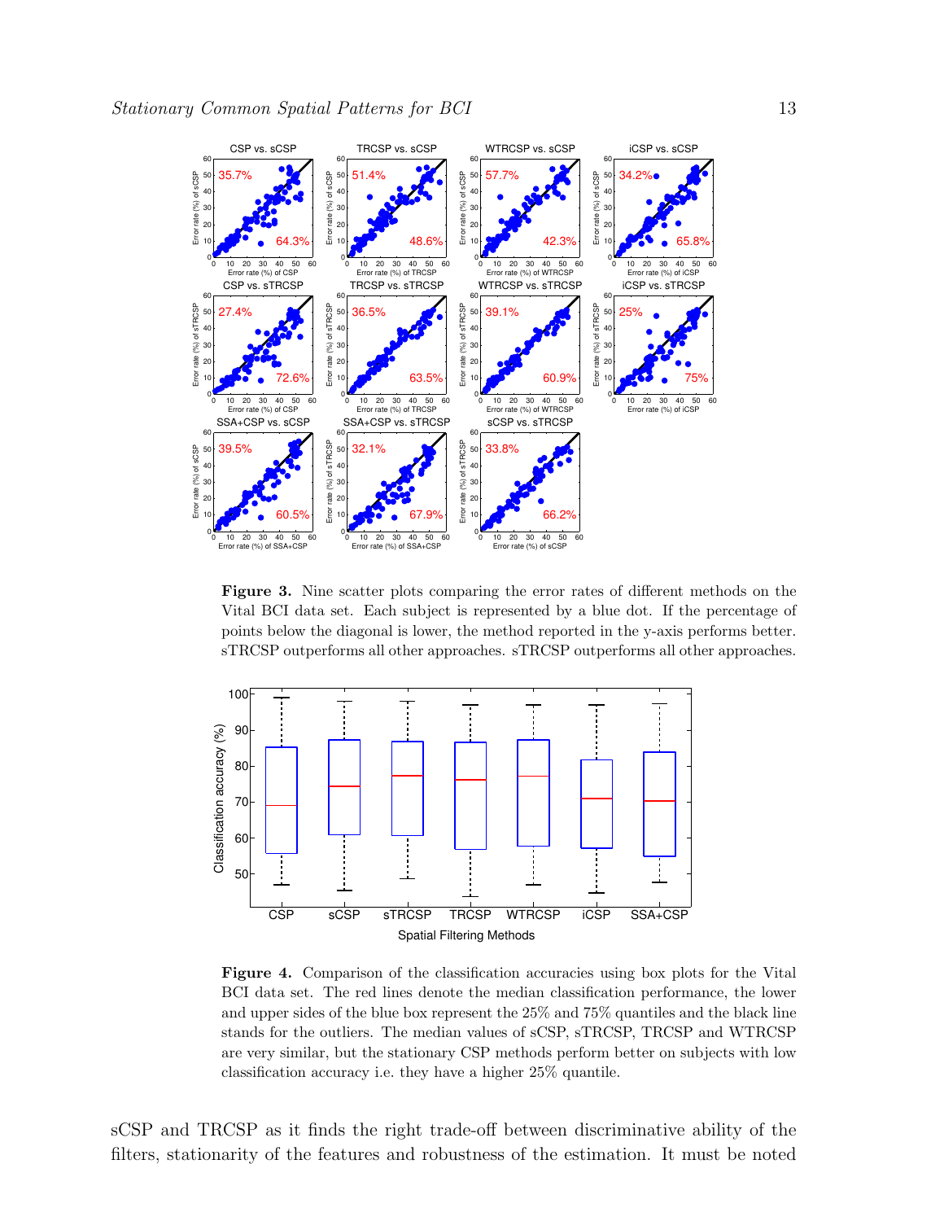**Figure 3.** Nine scatter plots comparing the error rates of different methods on the Vital BCI data set. Each subject is represented by a blue dot. If the percentage of points below the diagonal is lower, the method reported in the y-axis performs better. sTRCSP outperforms all other approaches. sTRCSP outperforms all other approaches.

**Figure 4.** Comparison of the classification accuracies using box plots for the Vital BCI data set. The red lines denote the median classification performance, the lower and upper sides of the blue box represent the 25% and 75% quantiles and the black line stands for the outliers. The median values of sCSP, sTRCSP, TRCSP and WTRCSP are very similar, but the stationary CSP methods perform better on subjects with low classification accuracy i.e. they have a higher 25% quantile.

sCSP and TRCSP as it finds the right trade-off between discriminative ability of the filters, stationarity of the features and robustness of the estimation. It must be noted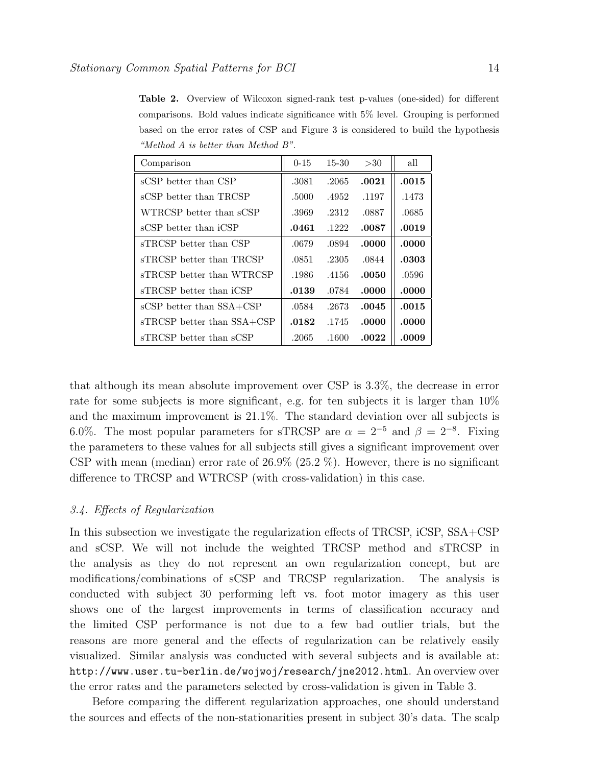**Table 2.** Overview of Wilcoxon signed-rank test p-values (one-sided) for different comparisons. Bold values indicate significance with 5% level. Grouping is performed based on the error rates of CSP and Figure 3 is considered to build the hypothesis *"Method A is better than Method B"*.

| Comparison | 0-15 | 15-30 | >30 | all |
|---|---|---|---|---|
| sCSP better than CSP | .3081 | .2065 | **.0021** | **.0015** |
| sCSP better than TRCSP | .5000 | .4952 | .1197 | .1473 |
| WTRCSP better than sCSP | .3969 | .2312 | .0887 | .0685 |
| sCSP better than iCSP | **.0461** | .1222 | **.0087** | **.0019** |
| sTRCSP better than CSP | .0679 | .0894 | **.0000** | **.0000** |
| sTRCSP better than TRCSP | .0851 | .2305 | .0844 | **.0303** |
| sTRCSP better than WTRCSP | .1986 | .4156 | **.0050** | .0596 |
| sTRCSP better than iCSP | **.0139** | .0784 | **.0000** | **.0000** |
| sCSP better than SSA+CSP | .0584 | .2673 | **.0045** | **.0015** |
| sTRCSP better than SSA+CSP | **.0182** | .1745 | **.0000** | **.0000** |
| sTRCSP better than sCSP | .2065 | .1600 | **.0022** | **.0009** |

that although its mean absolute improvement over CSP is 3.3%, the decrease in error rate for some subjects is more significant, e.g. for ten subjects it is larger than 10% and the maximum improvement is 21.1%. The standard deviation over all subjects is 6.0%. The most popular parameters for sTRCSP are $\alpha = 2^{-5}$ and $\beta = 2^{-8}$. Fixing the parameters to these values for all subjects still gives a significant improvement over CSP with mean (median) error rate of 26.9% (25.2 %). However, there is no significant difference to TRCSP and WTRCSP (with cross-validation) in this case.

### 3.4. Effects of Regularization

In this subsection we investigate the regularization effects of TRCSP, iCSP, SSA+CSP and sCSP. We will not include the weighted TRCSP method and sTRCSP in the analysis as they do not represent an own regularization concept, but are modifications/combinations of sCSP and TRCSP regularization. The analysis is conducted with subject 30 performing left vs. foot motor imagery as this user shows one of the largest improvements in terms of classification accuracy and the limited CSP performance is not due to a few bad outlier trials, but the reasons are more general and the effects of regularization can be relatively easily visualized. Similar analysis was conducted with several subjects and is available at: `http://www.user.tu-berlin.de/wojwoj/research/jne2012.html`. An overview over the error rates and the parameters selected by cross-validation is given in Table 3.

Before comparing the different regularization approaches, one should understand the sources and effects of the non-stationarities present in subject 30's data. The scalp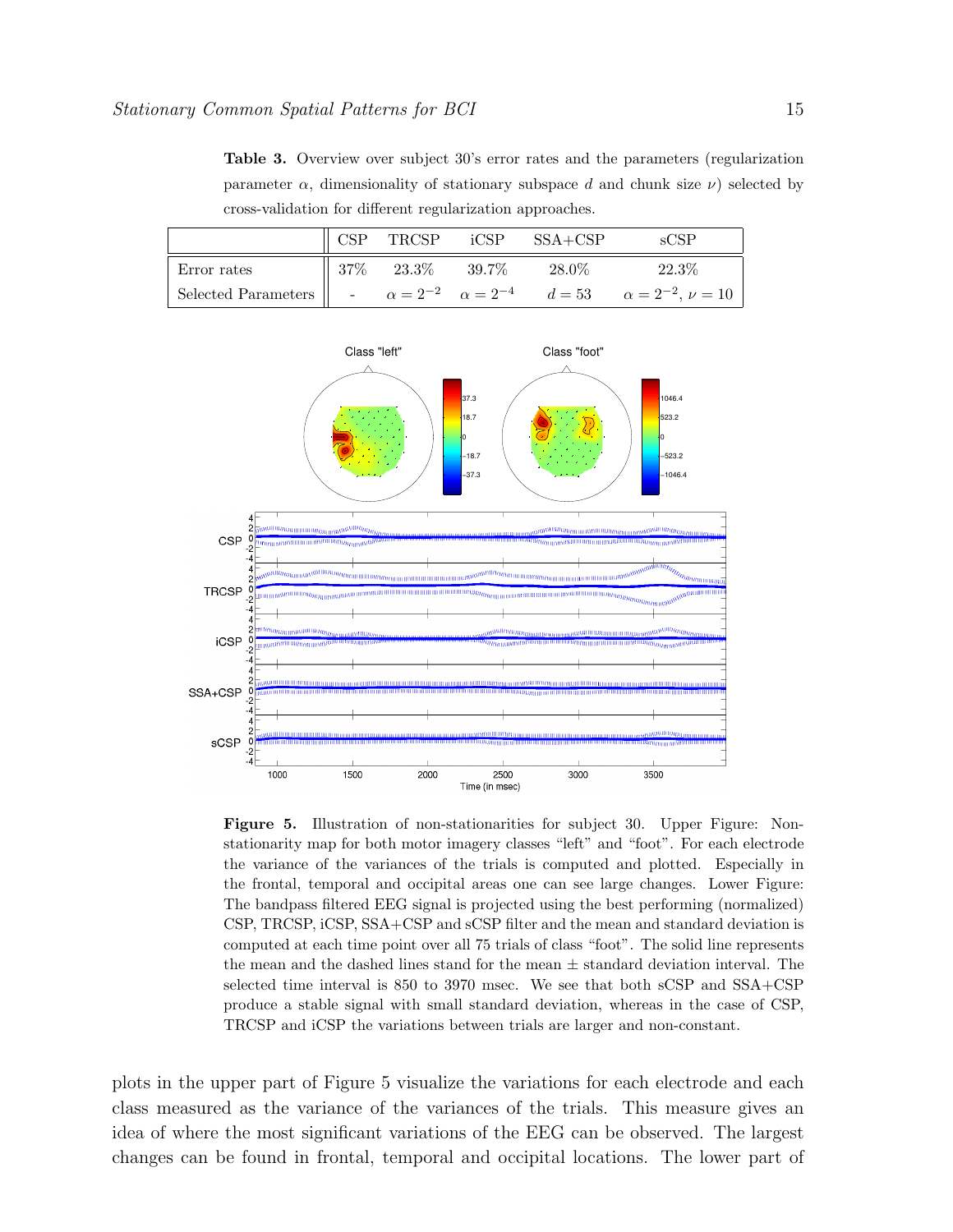**Table 3.** Overview over subject 30's error rates and the parameters (regularization parameter $\alpha$, dimensionality of stationary subspace $d$ and chunk size $\nu$) selected by cross-validation for different regularization approaches.

| | CSP | TRCSP | iCSP | SSA+CSP | sCSP |
|---|---|---|---|---|---|
| Error rates | 37% | 23.3% | 39.7% | 28.0% | 22.3% |
| Selected Parameters | - | $\alpha = 2^{-2}$ | $\alpha = 2^{-4}$ | $d = 53$ | $\alpha = 2^{-2}$, $\nu = 10$ |

**Figure 5.** Illustration of non-stationarities for subject 30. Upper Figure: Non-stationarity map for both motor imagery classes "left" and "foot". For each electrode the variance of the variances of the trials is computed and plotted. Especially in the frontal, temporal and occipital areas one can see large changes. Lower Figure: The bandpass filtered EEG signal is projected using the best performing (normalized) CSP, TRCSP, iCSP, SSA+CSP and sCSP filter and the mean and standard deviation is computed at each time point over all 75 trials of class "foot". The solid line represents the mean and the dashed lines stand for the mean $\pm$ standard deviation interval. The selected time interval is 850 to 3970 msec. We see that both sCSP and SSA+CSP produce a stable signal with small standard deviation, whereas in the case of CSP, TRCSP and iCSP the variations between trials are larger and non-constant.

plots in the upper part of Figure 5 visualize the variations for each electrode and each class measured as the variance of the variances of the trials. This measure gives an idea of where the most significant variations of the EEG can be observed. The largest changes can be found in frontal, temporal and occipital locations. The lower part of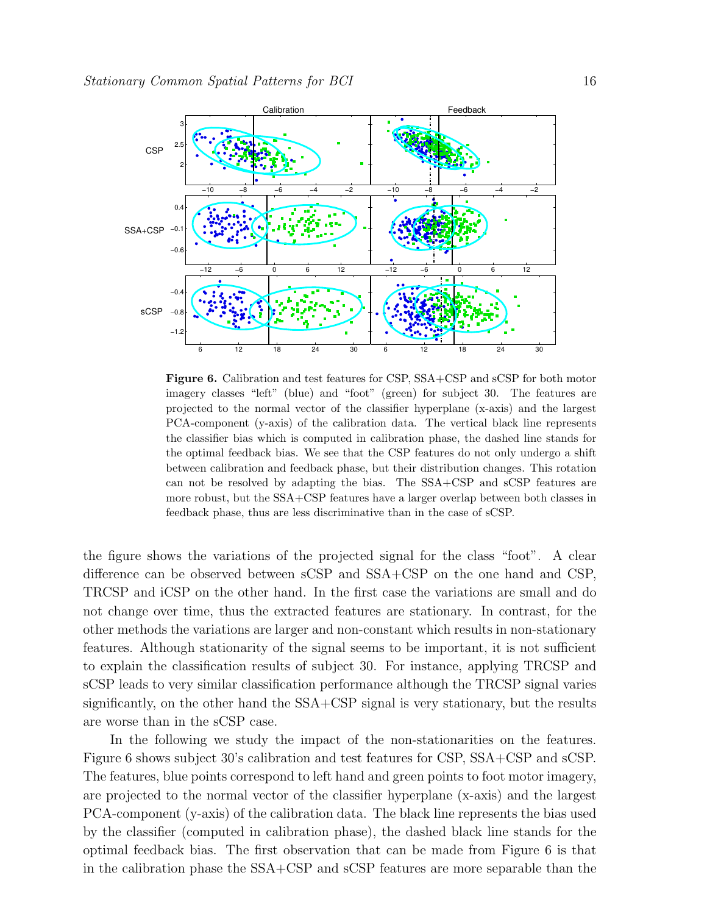**Figure 6.** Calibration and test features for CSP, SSA+CSP and sCSP for both motor imagery classes "left" (blue) and "foot" (green) for subject 30. The features are projected to the normal vector of the classifier hyperplane (x-axis) and the largest PCA-component (y-axis) of the calibration data. The vertical black line represents the classifier bias which is computed in calibration phase, the dashed line stands for the optimal feedback bias. We see that the CSP features do not only undergo a shift between calibration and feedback phase, but their distribution changes. This rotation can not be resolved by adapting the bias. The SSA+CSP and sCSP features are more robust, but the SSA+CSP features have a larger overlap between both classes in feedback phase, thus are less discriminative than in the case of sCSP.

the figure shows the variations of the projected signal for the class "foot". A clear difference can be observed between sCSP and SSA+CSP on the one hand and CSP, TRCSP and iCSP on the other hand. In the first case the variations are small and do not change over time, thus the extracted features are stationary. In contrast, for the other methods the variations are larger and non-constant which results in non-stationary features. Although stationarity of the signal seems to be important, it is not sufficient to explain the classification results of subject 30. For instance, applying TRCSP and sCSP leads to very similar classification performance although the TRCSP signal varies significantly, on the other hand the SSA+CSP signal is very stationary, but the results are worse than in the sCSP case.

In the following we study the impact of the non-stationarities on the features. Figure 6 shows subject 30's calibration and test features for CSP, SSA+CSP and sCSP. The features, blue points correspond to left hand and green points to foot motor imagery, are projected to the normal vector of the classifier hyperplane (x-axis) and the largest PCA-component (y-axis) of the calibration data. The black line represents the bias used by the classifier (computed in calibration phase), the dashed black line stands for the optimal feedback bias. The first observation that can be made from Figure 6 is that in the calibration phase the SSA+CSP and sCSP features are more separable than the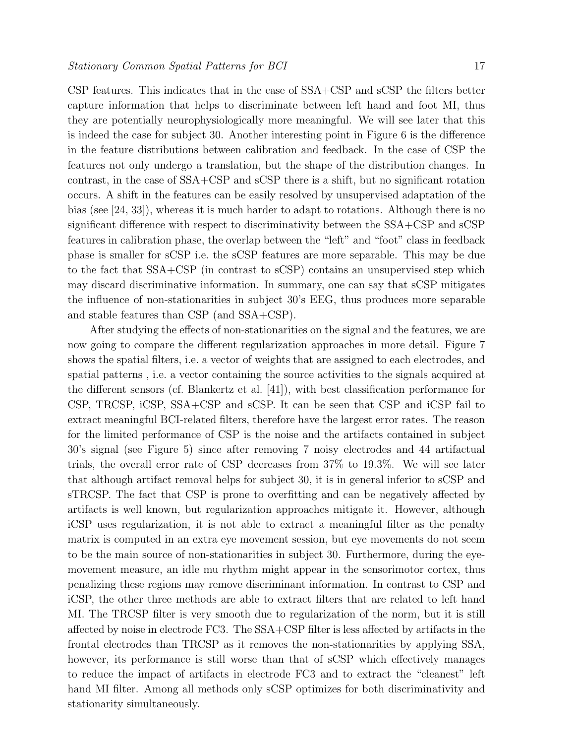CSP features. This indicates that in the case of SSA+CSP and sCSP the filters better capture information that helps to discriminate between left hand and foot MI, thus they are potentially neurophysiologically more meaningful. We will see later that this is indeed the case for subject 30. Another interesting point in Figure 6 is the difference in the feature distributions between calibration and feedback. In the case of CSP the features not only undergo a translation, but the shape of the distribution changes. In contrast, in the case of SSA+CSP and sCSP there is a shift, but no significant rotation occurs. A shift in the features can be easily resolved by unsupervised adaptation of the bias (see [24, 33]), whereas it is much harder to adapt to rotations. Although there is no significant difference with respect to discriminativity between the SSA+CSP and sCSP features in calibration phase, the overlap between the "left" and "foot" class in feedback phase is smaller for sCSP i.e. the sCSP features are more separable. This may be due to the fact that SSA+CSP (in contrast to sCSP) contains an unsupervised step which may discard discriminative information. In summary, one can say that sCSP mitigates the influence of non-stationarities in subject 30's EEG, thus produces more separable and stable features than CSP (and SSA+CSP).

After studying the effects of non-stationarities on the signal and the features, we are now going to compare the different regularization approaches in more detail. Figure 7 shows the spatial filters, i.e. a vector of weights that are assigned to each electrodes, and spatial patterns , i.e. a vector containing the source activities to the signals acquired at the different sensors (cf. Blankertz et al. [41]), with best classification performance for CSP, TRCSP, iCSP, SSA+CSP and sCSP. It can be seen that CSP and iCSP fail to extract meaningful BCI-related filters, therefore have the largest error rates. The reason for the limited performance of CSP is the noise and the artifacts contained in subject 30's signal (see Figure 5) since after removing 7 noisy electrodes and 44 artifactual trials, the overall error rate of CSP decreases from 37% to 19.3%. We will see later that although artifact removal helps for subject 30, it is in general inferior to sCSP and sTRCSP. The fact that CSP is prone to overfitting and can be negatively affected by artifacts is well known, but regularization approaches mitigate it. However, although iCSP uses regularization, it is not able to extract a meaningful filter as the penalty matrix is computed in an extra eye movement session, but eye movements do not seem to be the main source of non-stationarities in subject 30. Furthermore, during the eye-movement measure, an idle mu rhythm might appear in the sensorimotor cortex, thus penalizing these regions may remove discriminant information. In contrast to CSP and iCSP, the other three methods are able to extract filters that are related to left hand MI. The TRCSP filter is very smooth due to regularization of the norm, but it is still affected by noise in electrode FC3. The SSA+CSP filter is less affected by artifacts in the frontal electrodes than TRCSP as it removes the non-stationarities by applying SSA, however, its performance is still worse than that of sCSP which effectively manages to reduce the impact of artifacts in electrode FC3 and to extract the "cleanest" left hand MI filter. Among all methods only sCSP optimizes for both discriminativity and stationarity simultaneously.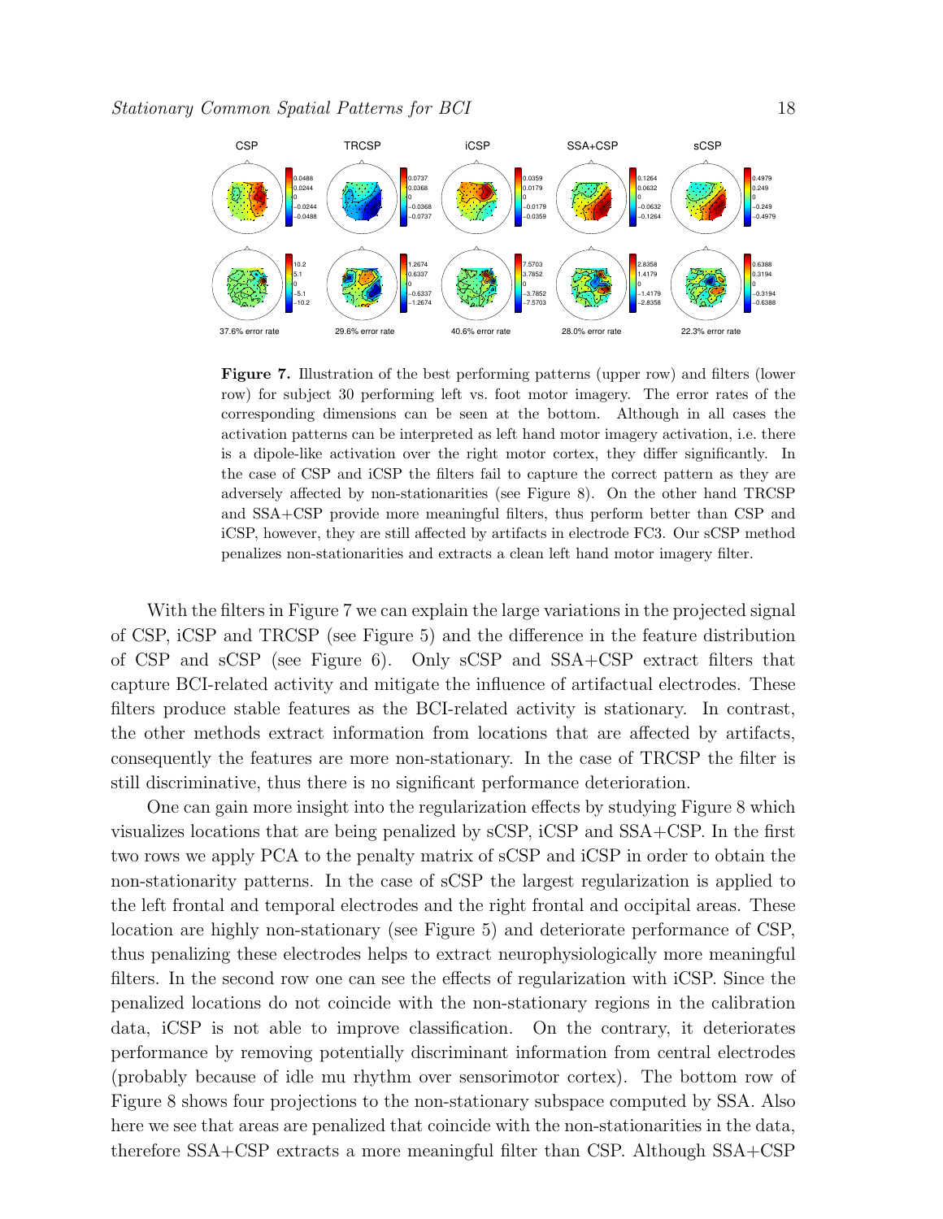**Figure 7.** Illustration of the best performing patterns (upper row) and filters (lower row) for subject 30 performing left vs. foot motor imagery. The error rates of the corresponding dimensions can be seen at the bottom. Although in all cases the activation patterns can be interpreted as left hand motor imagery activation, i.e. there is a dipole-like activation over the right motor cortex, they differ significantly. In the case of CSP and iCSP the filters fail to capture the correct pattern as they are adversely affected by non-stationarities (see Figure 8). On the other hand TRCSP and SSA+CSP provide more meaningful filters, thus perform better than CSP and iCSP, however, they are still affected by artifacts in electrode FC3. Our sCSP method penalizes non-stationarities and extracts a clean left hand motor imagery filter.

With the filters in Figure 7 we can explain the large variations in the projected signal of CSP, iCSP and TRCSP (see Figure 5) and the difference in the feature distribution of CSP and sCSP (see Figure 6). Only sCSP and SSA+CSP extract filters that capture BCI-related activity and mitigate the influence of artifactual electrodes. These filters produce stable features as the BCI-related activity is stationary. In contrast, the other methods extract information from locations that are affected by artifacts, consequently the features are more non-stationary. In the case of TRCSP the filter is still discriminative, thus there is no significant performance deterioration.

One can gain more insight into the regularization effects by studying Figure 8 which visualizes locations that are being penalized by sCSP, iCSP and SSA+CSP. In the first two rows we apply PCA to the penalty matrix of sCSP and iCSP in order to obtain the non-stationarity patterns. In the case of sCSP the largest regularization is applied to the left frontal and temporal electrodes and the right frontal and occipital areas. These location are highly non-stationary (see Figure 5) and deteriorate performance of CSP, thus penalizing these electrodes helps to extract neurophysiologically more meaningful filters. In the second row one can see the effects of regularization with iCSP. Since the penalized locations do not coincide with the non-stationary regions in the calibration data, iCSP is not able to improve classification. On the contrary, it deteriorates performance by removing potentially discriminant information from central electrodes (probably because of idle mu rhythm over sensorimotor cortex). The bottom row of Figure 8 shows four projections to the non-stationary subspace computed by SSA. Also here we see that areas are penalized that coincide with the non-stationarities in the data, therefore SSA+CSP extracts a more meaningful filter than CSP. Although SSA+CSP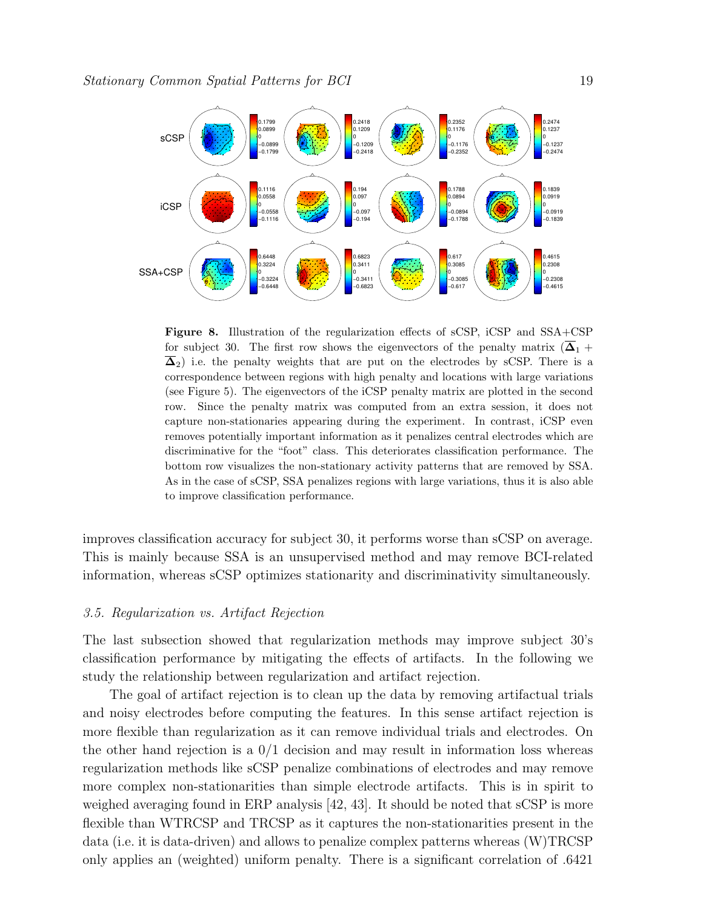**Figure 8.** Illustration of the regularization effects of sCSP, iCSP and SSA+CSP for subject 30. The first row shows the eigenvectors of the penalty matrix $(\overline{\mathbf{\Delta}}_1 + \overline{\mathbf{\Delta}}_2)$ i.e. the penalty weights that are put on the electrodes by sCSP. There is a correspondence between regions with high penalty and locations with large variations (see Figure 5). The eigenvectors of the iCSP penalty matrix are plotted in the second row. Since the penalty matrix was computed from an extra session, it does not capture non-stationaries appearing during the experiment. In contrast, iCSP even removes potentially important information as it penalizes central electrodes which are discriminative for the "foot" class. This deteriorates classification performance. The bottom row visualizes the non-stationary activity patterns that are removed by SSA. As in the case of sCSP, SSA penalizes regions with large variations, thus it is also able to improve classification performance.

improves classification accuracy for subject 30, it performs worse than sCSP on average. This is mainly because SSA is an unsupervised method and may remove BCI-related information, whereas sCSP optimizes stationarity and discriminativity simultaneously.

### *3.5. Regularization vs. Artifact Rejection*

The last subsection showed that regularization methods may improve subject 30's classification performance by mitigating the effects of artifacts. In the following we study the relationship between regularization and artifact rejection.

The goal of artifact rejection is to clean up the data by removing artifactual trials and noisy electrodes before computing the features. In this sense artifact rejection is more flexible than regularization as it can remove individual trials and electrodes. On the other hand rejection is a 0/1 decision and may result in information loss whereas regularization methods like sCSP penalize combinations of electrodes and may remove more complex non-stationarities than simple electrode artifacts. This is in spirit to weighed averaging found in ERP analysis [42, 43]. It should be noted that sCSP is more flexible than WTRCSP and TRCSP as it captures the non-stationarities present in the data (i.e. it is data-driven) and allows to penalize complex patterns whereas (W)TRCSP only applies an (weighted) uniform penalty. There is a significant correlation of .6421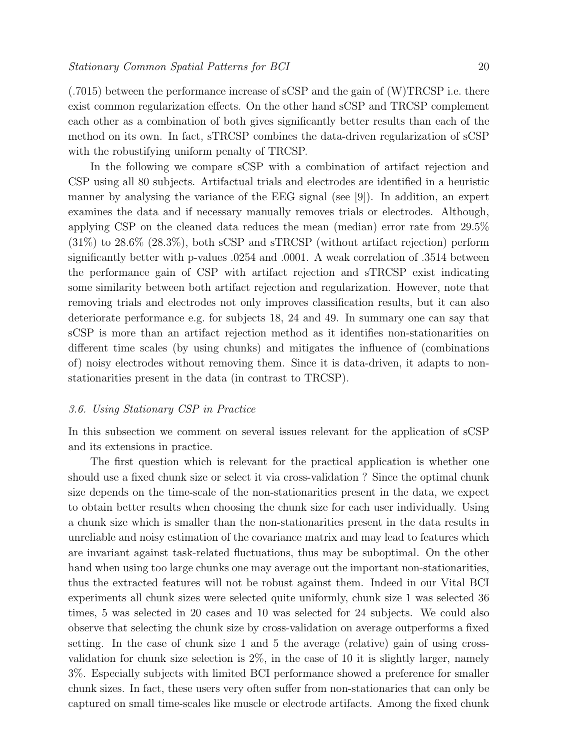(.7015) between the performance increase of sCSP and the gain of (W)TRCSP i.e. there exist common regularization effects. On the other hand sCSP and TRCSP complement each other as a combination of both gives significantly better results than each of the method on its own. In fact, sTRCSP combines the data-driven regularization of sCSP with the robustifying uniform penalty of TRCSP.

In the following we compare sCSP with a combination of artifact rejection and CSP using all 80 subjects. Artifactual trials and electrodes are identified in a heuristic manner by analysing the variance of the EEG signal (see [9]). In addition, an expert examines the data and if necessary manually removes trials or electrodes. Although, applying CSP on the cleaned data reduces the mean (median) error rate from 29.5% (31%) to 28.6% (28.3%), both sCSP and sTRCSP (without artifact rejection) perform significantly better with p-values .0254 and .0001. A weak correlation of .3514 between the performance gain of CSP with artifact rejection and sTRCSP exist indicating some similarity between both artifact rejection and regularization. However, note that removing trials and electrodes not only improves classification results, but it can also deteriorate performance e.g. for subjects 18, 24 and 49. In summary one can say that sCSP is more than an artifact rejection method as it identifies non-stationarities on different time scales (by using chunks) and mitigates the influence of (combinations of) noisy electrodes without removing them. Since it is data-driven, it adapts to non-stationarities present in the data (in contrast to TRCSP).

### *3.6. Using Stationary CSP in Practice*

In this subsection we comment on several issues relevant for the application of sCSP and its extensions in practice.

The first question which is relevant for the practical application is whether one should use a fixed chunk size or select it via cross-validation ? Since the optimal chunk size depends on the time-scale of the non-stationarities present in the data, we expect to obtain better results when choosing the chunk size for each user individually. Using a chunk size which is smaller than the non-stationarities present in the data results in unreliable and noisy estimation of the covariance matrix and may lead to features which are invariant against task-related fluctuations, thus may be suboptimal. On the other hand when using too large chunks one may average out the important non-stationarities, thus the extracted features will not be robust against them. Indeed in our Vital BCI experiments all chunk sizes were selected quite uniformly, chunk size 1 was selected 36 times, 5 was selected in 20 cases and 10 was selected for 24 subjects. We could also observe that selecting the chunk size by cross-validation on average outperforms a fixed setting. In the case of chunk size 1 and 5 the average (relative) gain of using cross-validation for chunk size selection is 2%, in the case of 10 it is slightly larger, namely 3%. Especially subjects with limited BCI performance showed a preference for smaller chunk sizes. In fact, these users very often suffer from non-stationaries that can only be captured on small time-scales like muscle or electrode artifacts. Among the fixed chunk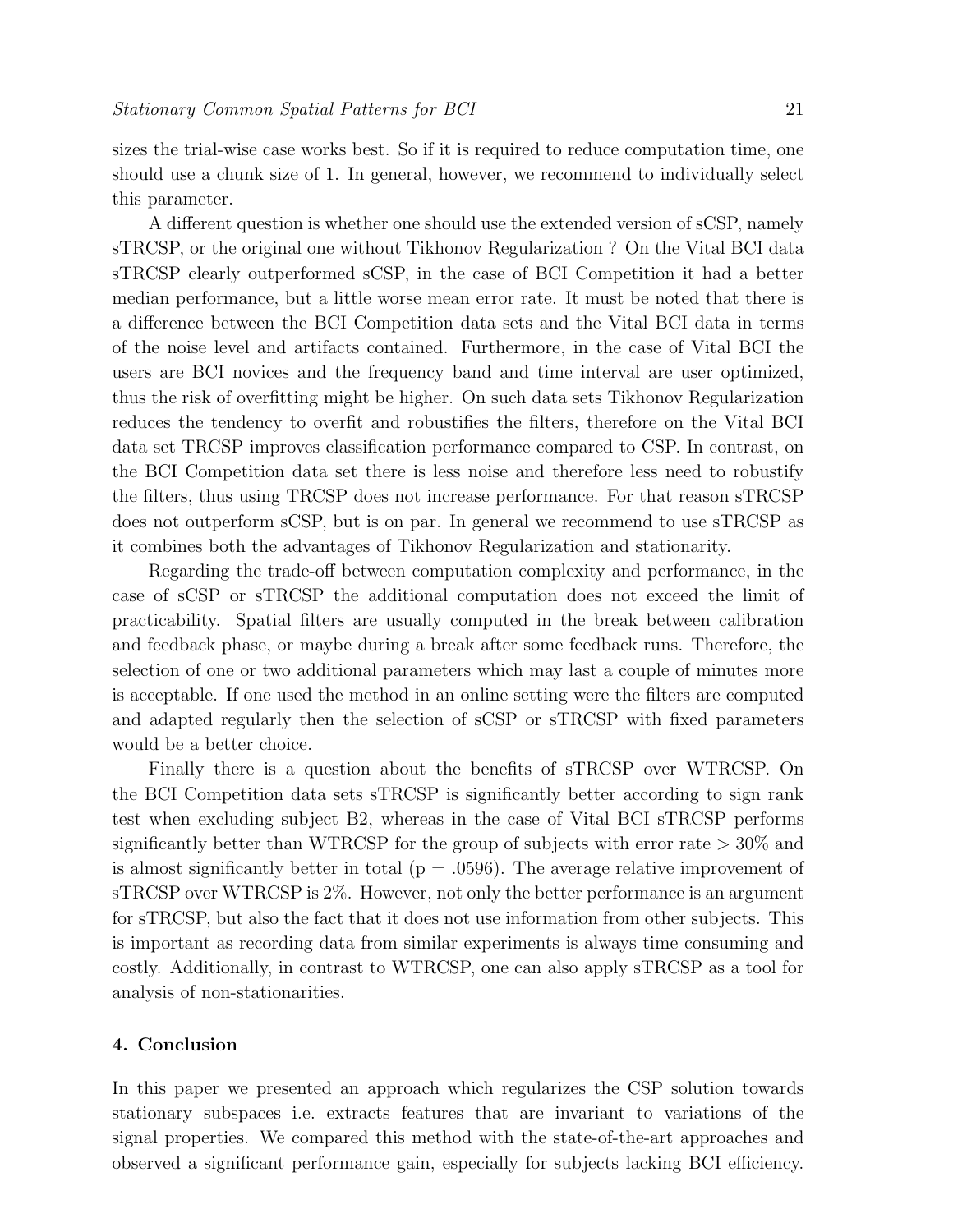sizes the trial-wise case works best. So if it is required to reduce computation time, one should use a chunk size of 1. In general, however, we recommend to individually select this parameter.

A different question is whether one should use the extended version of sCSP, namely sTRCSP, or the original one without Tikhonov Regularization ? On the Vital BCI data sTRCSP clearly outperformed sCSP, in the case of BCI Competition it had a better median performance, but a little worse mean error rate. It must be noted that there is a difference between the BCI Competition data sets and the Vital BCI data in terms of the noise level and artifacts contained. Furthermore, in the case of Vital BCI the users are BCI novices and the frequency band and time interval are user optimized, thus the risk of overfitting might be higher. On such data sets Tikhonov Regularization reduces the tendency to overfit and robustifies the filters, therefore on the Vital BCI data set TRCSP improves classification performance compared to CSP. In contrast, on the BCI Competition data set there is less noise and therefore less need to robustify the filters, thus using TRCSP does not increase performance. For that reason sTRCSP does not outperform sCSP, but is on par. In general we recommend to use sTRCSP as it combines both the advantages of Tikhonov Regularization and stationarity.

Regarding the trade-off between computation complexity and performance, in the case of sCSP or sTRCSP the additional computation does not exceed the limit of practicability. Spatial filters are usually computed in the break between calibration and feedback phase, or maybe during a break after some feedback runs. Therefore, the selection of one or two additional parameters which may last a couple of minutes more is acceptable. If one used the method in an online setting were the filters are computed and adapted regularly then the selection of sCSP or sTRCSP with fixed parameters would be a better choice.

Finally there is a question about the benefits of sTRCSP over WTRCSP. On the BCI Competition data sets sTRCSP is significantly better according to sign rank test when excluding subject B2, whereas in the case of Vital BCI sTRCSP performs significantly better than WTRCSP for the group of subjects with error rate $> 30\%$ and is almost significantly better in total ($p = .0596$). The average relative improvement of sTRCSP over WTRCSP is 2%. However, not only the better performance is an argument for sTRCSP, but also the fact that it does not use information from other subjects. This is important as recording data from similar experiments is always time consuming and costly. Additionally, in contrast to WTRCSP, one can also apply sTRCSP as a tool for analysis of non-stationarities.

## 4. Conclusion

In this paper we presented an approach which regularizes the CSP solution towards stationary subspaces i.e. extracts features that are invariant to variations of the signal properties. We compared this method with the state-of-the-art approaches and observed a significant performance gain, especially for subjects lacking BCI efficiency.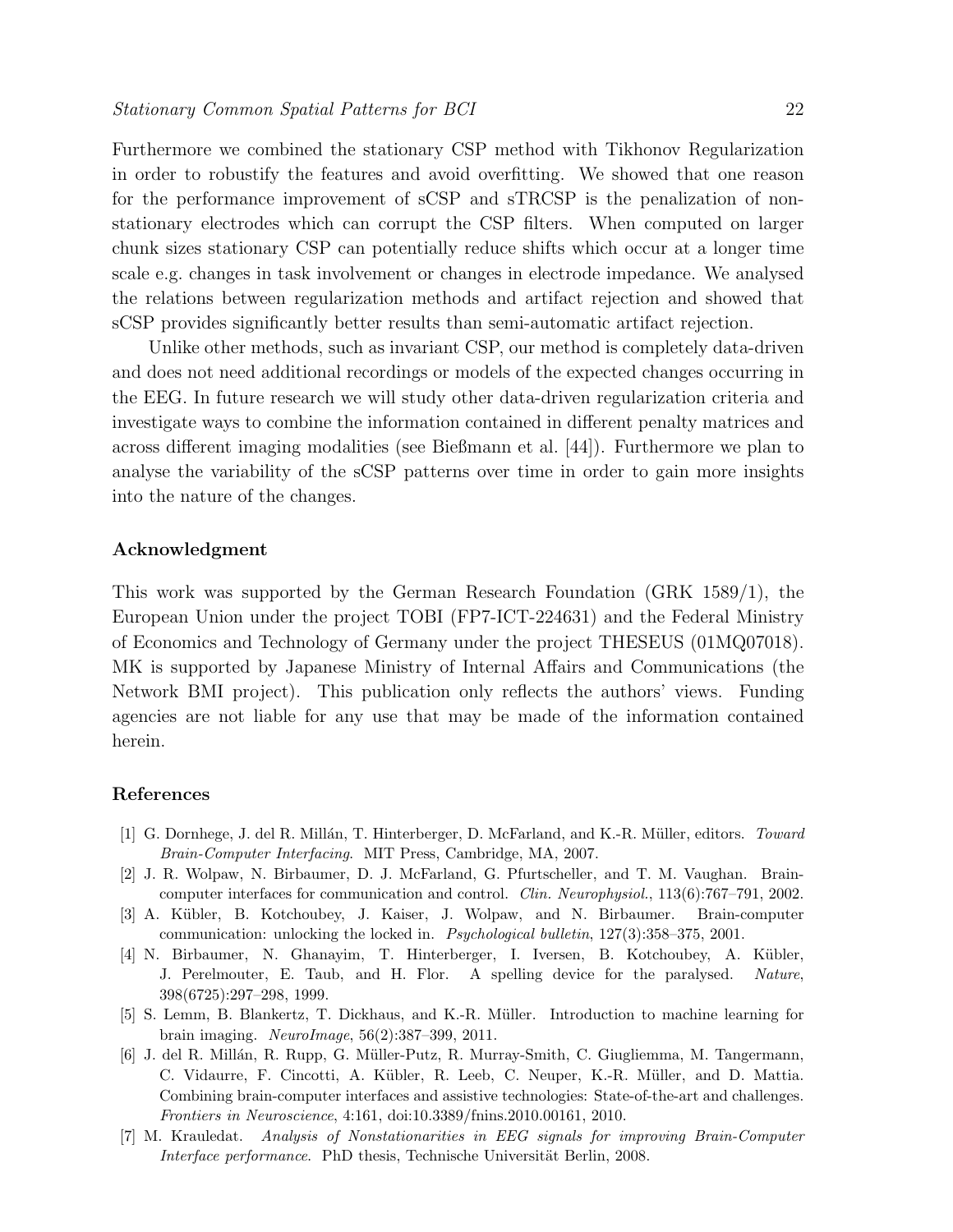Furthermore we combined the stationary CSP method with Tikhonov Regularization in order to robustify the features and avoid overfitting. We showed that one reason for the performance improvement of sCSP and sTRCSP is the penalization of non-stationary electrodes which can corrupt the CSP filters. When computed on larger chunk sizes stationary CSP can potentially reduce shifts which occur at a longer time scale e.g. changes in task involvement or changes in electrode impedance. We analysed the relations between regularization methods and artifact rejection and showed that sCSP provides significantly better results than semi-automatic artifact rejection.

Unlike other methods, such as invariant CSP, our method is completely data-driven and does not need additional recordings or models of the expected changes occurring in the EEG. In future research we will study other data-driven regularization criteria and investigate ways to combine the information contained in different penalty matrices and across different imaging modalities (see Bießmann et al. [44]). Furthermore we plan to analyse the variability of the sCSP patterns over time in order to gain more insights into the nature of the changes.

## Acknowledgment

This work was supported by the German Research Foundation (GRK 1589/1), the European Union under the project TOBI (FP7-ICT-224631) and the Federal Ministry of Economics and Technology of Germany under the project THESEUS (01MQ07018). MK is supported by Japanese Ministry of Internal Affairs and Communications (the Network BMI project). This publication only reflects the authors' views. Funding agencies are not liable for any use that may be made of the information contained herein.

## References

[1] G. Dornhege, J. del R. Millán, T. Hinterberger, D. McFarland, and K.-R. Müller, editors. *Toward Brain-Computer Interfacing*. MIT Press, Cambridge, MA, 2007.

[2] J. R. Wolpaw, N. Birbaumer, D. J. McFarland, G. Pfurtscheller, and T. M. Vaughan. Brain-computer interfaces for communication and control. *Clin. Neurophysiol.*, 113(6):767–791, 2002.

[3] A. Kübler, B. Kotchoubey, J. Kaiser, J. Wolpaw, and N. Birbaumer. Brain-computer communication: unlocking the locked in. *Psychological bulletin*, 127(3):358–375, 2001.

[4] N. Birbaumer, N. Ghanayim, T. Hinterberger, I. Iversen, B. Kotchoubey, A. Kübler, J. Perelmouter, E. Taub, and H. Flor. A spelling device for the paralysed. *Nature*, 398(6725):297–298, 1999.

[5] S. Lemm, B. Blankertz, T. Dickhaus, and K.-R. Müller. Introduction to machine learning for brain imaging. *NeuroImage*, 56(2):387–399, 2011.

[6] J. del R. Millán, R. Rupp, G. Müller-Putz, R. Murray-Smith, C. Giugliemma, M. Tangermann, C. Vidaurre, F. Cincotti, A. Kübler, R. Leeb, C. Neuper, K.-R. Müller, and D. Mattia. Combining brain-computer interfaces and assistive technologies: State-of-the-art and challenges. *Frontiers in Neuroscience*, 4:161, doi:10.3389/fnins.2010.00161, 2010.

[7] M. Krauledat. *Analysis of Nonstationarities in EEG signals for improving Brain-Computer Interface performance*. PhD thesis, Technische Universität Berlin, 2008.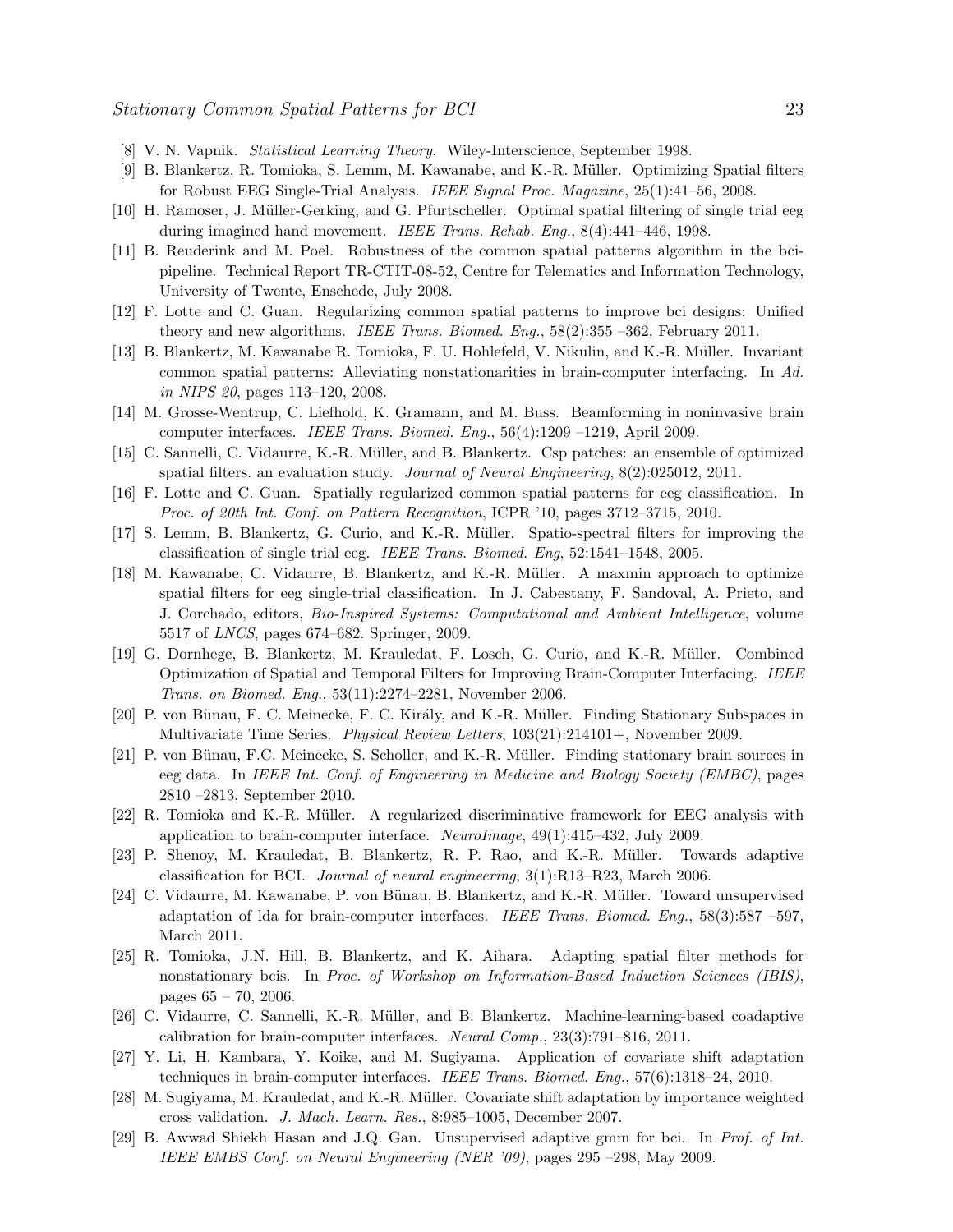[8] V. N. Vapnik. *Statistical Learning Theory*. Wiley-Interscience, September 1998.

[9] B. Blankertz, R. Tomioka, S. Lemm, M. Kawanabe, and K.-R. Müller. Optimizing Spatial filters for Robust EEG Single-Trial Analysis. *IEEE Signal Proc. Magazine*, 25(1):41–56, 2008.

[10] H. Ramoser, J. Müller-Gerking, and G. Pfurtscheller. Optimal spatial filtering of single trial eeg during imagined hand movement. *IEEE Trans. Rehab. Eng.*, 8(4):441–446, 1998.

[11] B. Reuderink and M. Poel. Robustness of the common spatial patterns algorithm in the bci-pipeline. Technical Report TR-CTIT-08-52, Centre for Telematics and Information Technology, University of Twente, Enschede, July 2008.

[12] F. Lotte and C. Guan. Regularizing common spatial patterns to improve bci designs: Unified theory and new algorithms. *IEEE Trans. Biomed. Eng.*, 58(2):355 –362, February 2011.

[13] B. Blankertz, M. Kawanabe R. Tomioka, F. U. Hohlefeld, V. Nikulin, and K.-R. Müller. Invariant common spatial patterns: Alleviating nonstationarities in brain-computer interfacing. In *Ad. in NIPS 20*, pages 113–120, 2008.

[14] M. Grosse-Wentrup, C. Liefhold, K. Gramann, and M. Buss. Beamforming in noninvasive brain computer interfaces. *IEEE Trans. Biomed. Eng.*, 56(4):1209 –1219, April 2009.

[15] C. Sannelli, C. Vidaurre, K.-R. Müller, and B. Blankertz. Csp patches: an ensemble of optimized spatial filters. an evaluation study. *Journal of Neural Engineering*, 8(2):025012, 2011.

[16] F. Lotte and C. Guan. Spatially regularized common spatial patterns for eeg classification. In *Proc. of 20th Int. Conf. on Pattern Recognition*, ICPR '10, pages 3712–3715, 2010.

[17] S. Lemm, B. Blankertz, G. Curio, and K.-R. Müller. Spatio-spectral filters for improving the classification of single trial eeg. *IEEE Trans. Biomed. Eng*, 52:1541–1548, 2005.

[18] M. Kawanabe, C. Vidaurre, B. Blankertz, and K.-R. Müller. A maxmin approach to optimize spatial filters for eeg single-trial classification. In J. Cabestany, F. Sandoval, A. Prieto, and J. Corchado, editors, *Bio-Inspired Systems: Computational and Ambient Intelligence*, volume 5517 of *LNCS*, pages 674–682. Springer, 2009.

[19] G. Dornhege, B. Blankertz, M. Krauledat, F. Losch, G. Curio, and K.-R. Müller. Combined Optimization of Spatial and Temporal Filters for Improving Brain-Computer Interfacing. *IEEE Trans. on Biomed. Eng.*, 53(11):2274–2281, November 2006.

[20] P. von Bünau, F. C. Meinecke, F. C. Király, and K.-R. Müller. Finding Stationary Subspaces in Multivariate Time Series. *Physical Review Letters*, 103(21):214101+, November 2009.

[21] P. von Bünau, F.C. Meinecke, S. Scholler, and K.-R. Müller. Finding stationary brain sources in eeg data. In *IEEE Int. Conf. of Engineering in Medicine and Biology Society (EMBC)*, pages 2810 –2813, September 2010.

[22] R. Tomioka and K.-R. Müller. A regularized discriminative framework for EEG analysis with application to brain-computer interface. *NeuroImage*, 49(1):415–432, July 2009.

[23] P. Shenoy, M. Krauledat, B. Blankertz, R. P. Rao, and K.-R. Müller. Towards adaptive classification for BCI. *Journal of neural engineering*, 3(1):R13–R23, March 2006.

[24] C. Vidaurre, M. Kawanabe, P. von Bünau, B. Blankertz, and K.-R. Müller. Toward unsupervised adaptation of lda for brain-computer interfaces. *IEEE Trans. Biomed. Eng.*, 58(3):587 –597, March 2011.

[25] R. Tomioka, J.N. Hill, B. Blankertz, and K. Aihara. Adapting spatial filter methods for nonstationary bcis. In *Proc. of Workshop on Information-Based Induction Sciences (IBIS)*, pages 65 – 70, 2006.

[26] C. Vidaurre, C. Sannelli, K.-R. Müller, and B. Blankertz. Machine-learning-based coadaptive calibration for brain-computer interfaces. *Neural Comp.*, 23(3):791–816, 2011.

[27] Y. Li, H. Kambara, Y. Koike, and M. Sugiyama. Application of covariate shift adaptation techniques in brain-computer interfaces. *IEEE Trans. Biomed. Eng.*, 57(6):1318–24, 2010.

[28] M. Sugiyama, M. Krauledat, and K.-R. Müller. Covariate shift adaptation by importance weighted cross validation. *J. Mach. Learn. Res.*, 8:985–1005, December 2007.

[29] B. Awwad Shiekh Hasan and J.Q. Gan. Unsupervised adaptive gmm for bci. In *Prof. of Int. IEEE EMBS Conf. on Neural Engineering (NER '09)*, pages 295 –298, May 2009.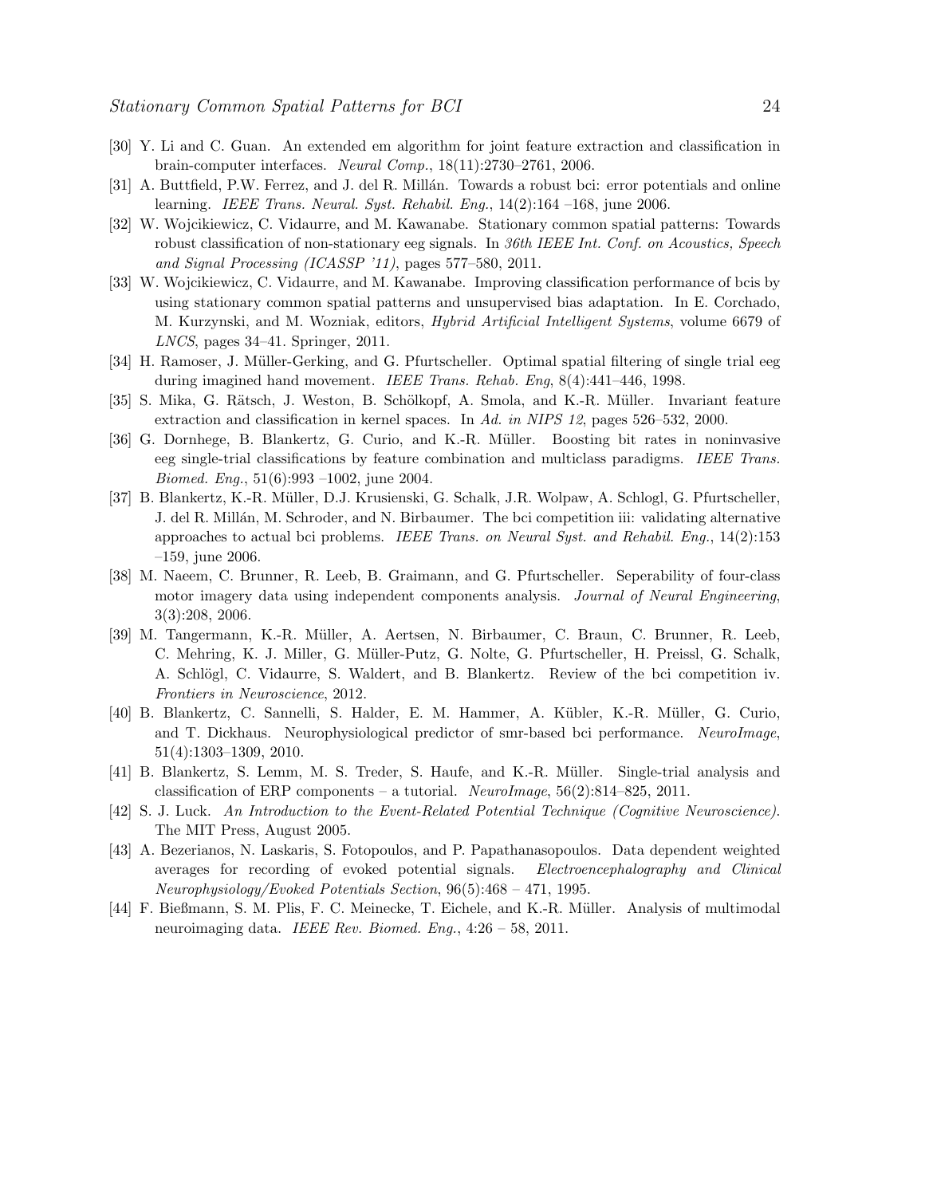[30] Y. Li and C. Guan. An extended em algorithm for joint feature extraction and classification in brain-computer interfaces. *Neural Comp.*, 18(11):2730–2761, 2006.

[31] A. Buttfield, P.W. Ferrez, and J. del R. Millán. Towards a robust bci: error potentials and online learning. *IEEE Trans. Neural. Syst. Rehabil. Eng.*, 14(2):164 –168, june 2006.

[32] W. Wojcikiewicz, C. Vidaurre, and M. Kawanabe. Stationary common spatial patterns: Towards robust classification of non-stationary eeg signals. In *36th IEEE Int. Conf. on Acoustics, Speech and Signal Processing (ICASSP '11)*, pages 577–580, 2011.

[33] W. Wojcikiewicz, C. Vidaurre, and M. Kawanabe. Improving classification performance of bcis by using stationary common spatial patterns and unsupervised bias adaptation. In E. Corchado, M. Kurzynski, and M. Wozniak, editors, *Hybrid Artificial Intelligent Systems*, volume 6679 of *LNCS*, pages 34–41. Springer, 2011.

[34] H. Ramoser, J. Müller-Gerking, and G. Pfurtscheller. Optimal spatial filtering of single trial eeg during imagined hand movement. *IEEE Trans. Rehab. Eng*, 8(4):441–446, 1998.

[35] S. Mika, G. Rätsch, J. Weston, B. Schölkopf, A. Smola, and K.-R. Müller. Invariant feature extraction and classification in kernel spaces. In *Ad. in NIPS 12*, pages 526–532, 2000.

[36] G. Dornhege, B. Blankertz, G. Curio, and K.-R. Müller. Boosting bit rates in noninvasive eeg single-trial classifications by feature combination and multiclass paradigms. *IEEE Trans. Biomed. Eng.*, 51(6):993 –1002, june 2004.

[37] B. Blankertz, K.-R. Müller, D.J. Krusienski, G. Schalk, J.R. Wolpaw, A. Schlogl, G. Pfurtscheller, J. del R. Millán, M. Schroder, and N. Birbaumer. The bci competition iii: validating alternative approaches to actual bci problems. *IEEE Trans. on Neural Syst. and Rehabil. Eng.*, 14(2):153 –159, june 2006.

[38] M. Naeem, C. Brunner, R. Leeb, B. Graimann, and G. Pfurtscheller. Seperability of four-class motor imagery data using independent components analysis. *Journal of Neural Engineering*, 3(3):208, 2006.

[39] M. Tangermann, K.-R. Müller, A. Aertsen, N. Birbaumer, C. Braun, C. Brunner, R. Leeb, C. Mehring, K. J. Miller, G. Müller-Putz, G. Nolte, G. Pfurtscheller, H. Preissl, G. Schalk, A. Schlögl, C. Vidaurre, S. Waldert, and B. Blankertz. Review of the bci competition iv. *Frontiers in Neuroscience*, 2012.

[40] B. Blankertz, C. Sannelli, S. Halder, E. M. Hammer, A. Kübler, K.-R. Müller, G. Curio, and T. Dickhaus. Neurophysiological predictor of smr-based bci performance. *NeuroImage*, 51(4):1303–1309, 2010.

[41] B. Blankertz, S. Lemm, M. S. Treder, S. Haufe, and K.-R. Müller. Single-trial analysis and classification of ERP components – a tutorial. *NeuroImage*, 56(2):814–825, 2011.

[42] S. J. Luck. *An Introduction to the Event-Related Potential Technique (Cognitive Neuroscience)*. The MIT Press, August 2005.

[43] A. Bezerianos, N. Laskaris, S. Fotopoulos, and P. Papathanasopoulos. Data dependent weighted averages for recording of evoked potential signals. *Electroencephalography and Clinical Neurophysiology/Evoked Potentials Section*, 96(5):468 – 471, 1995.

[44] F. Bießmann, S. M. Plis, F. C. Meinecke, T. Eichele, and K.-R. Müller. Analysis of multimodal neuroimaging data. *IEEE Rev. Biomed. Eng.*, 4:26 – 58, 2011.